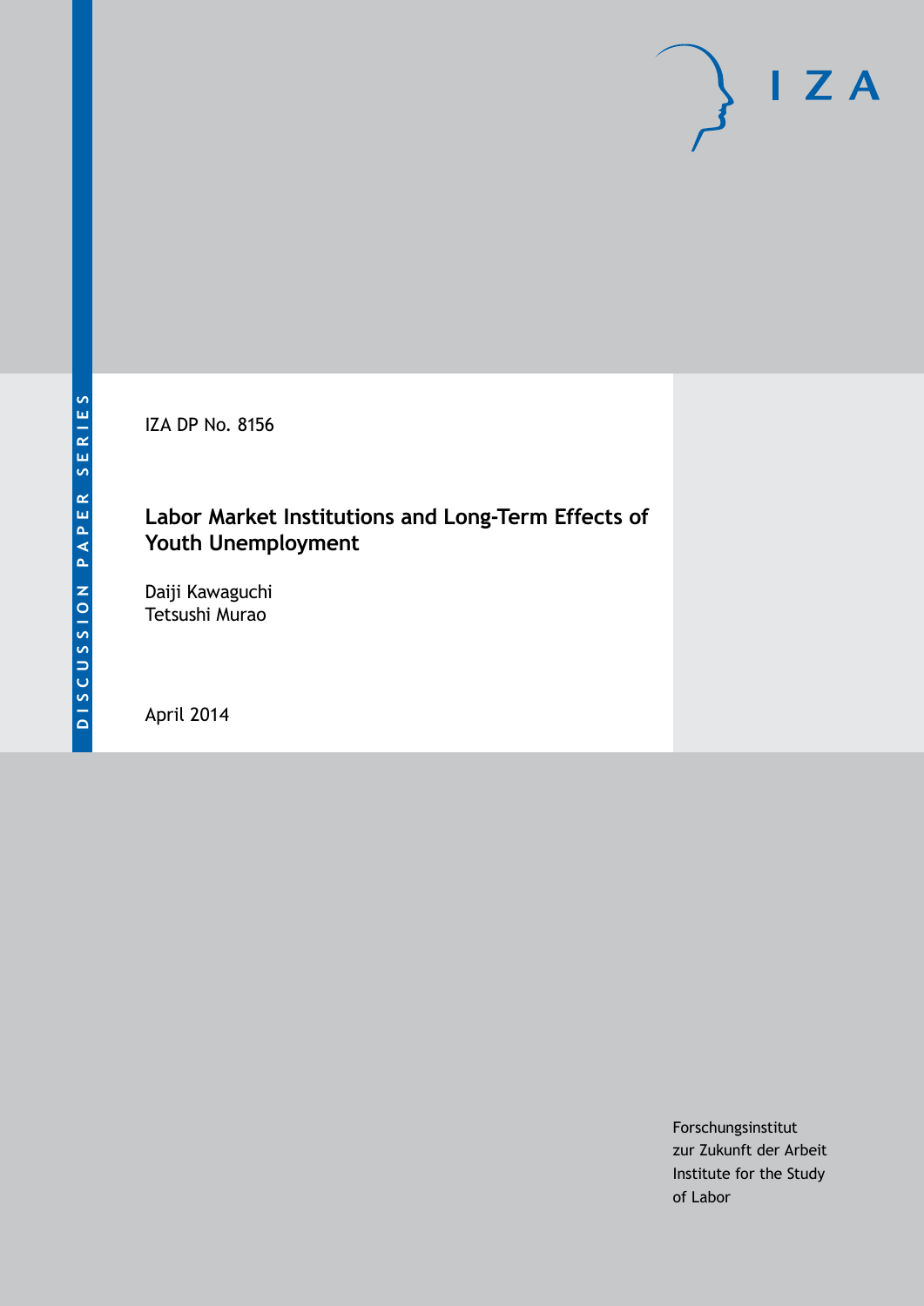DISCUSSION PAPER SERIES

IZA

IZA DP No. 8156

# Labor Market Institutions and Long-Term Effects of Youth Unemployment

Daiji Kawaguchi
Tetsushi Murao

April 2014

Forschungsinstitut
zur Zukunft der Arbeit
Institute for the Study
of Labor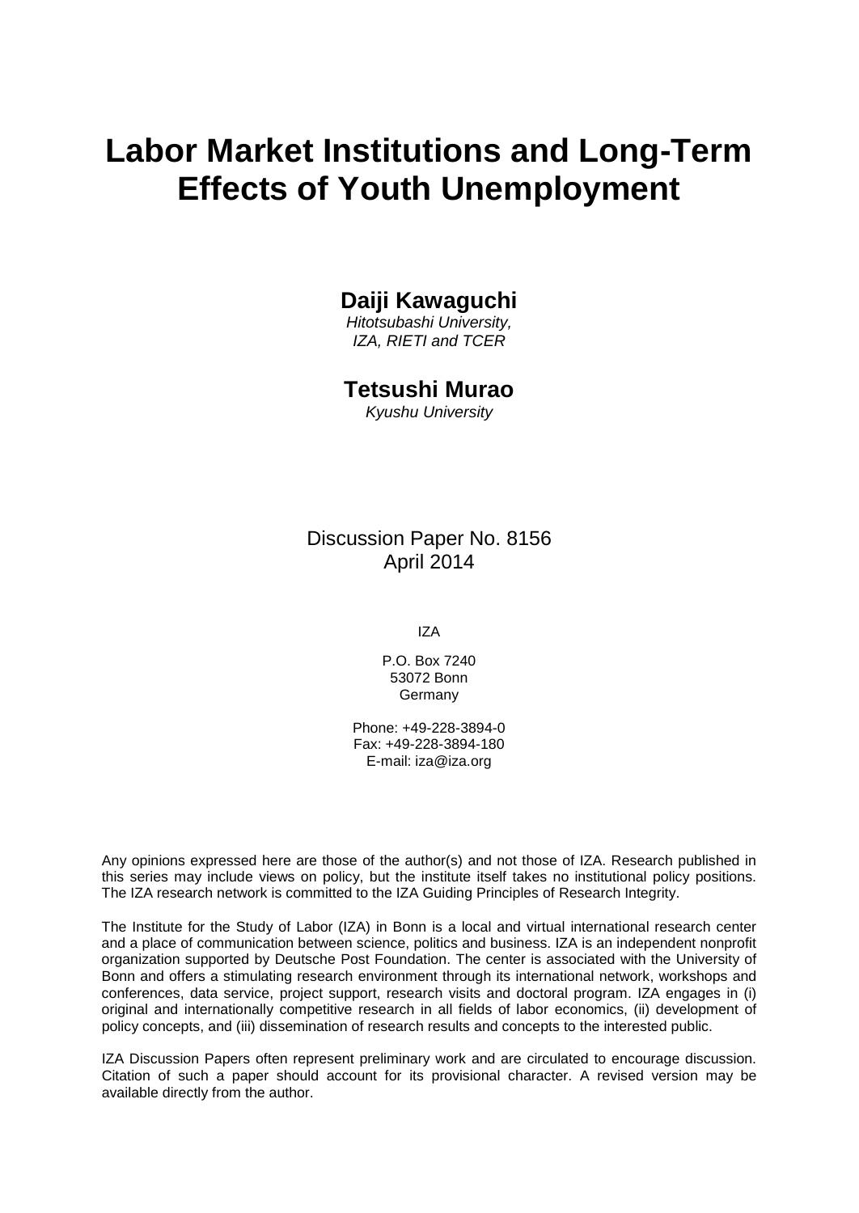# Labor Market Institutions and Long-Term Effects of Youth Unemployment

**Daiji Kawaguchi**
*Hitotsubashi University,*
*IZA, RIETI and TCER*

**Tetsushi Murao**
*Kyushu University*

Discussion Paper No. 8156
April 2014

IZA

P.O. Box 7240
53072 Bonn
Germany

Phone: +49-228-3894-0
Fax: +49-228-3894-180
E-mail: iza@iza.org

Any opinions expressed here are those of the author(s) and not those of IZA. Research published in this series may include views on policy, but the institute itself takes no institutional policy positions. The IZA research network is committed to the IZA Guiding Principles of Research Integrity.

The Institute for the Study of Labor (IZA) in Bonn is a local and virtual international research center and a place of communication between science, politics and business. IZA is an independent nonprofit organization supported by Deutsche Post Foundation. The center is associated with the University of Bonn and offers a stimulating research environment through its international network, workshops and conferences, data service, project support, research visits and doctoral program. IZA engages in (i) original and internationally competitive research in all fields of labor economics, (ii) development of policy concepts, and (iii) dissemination of research results and concepts to the interested public.

IZA Discussion Papers often represent preliminary work and are circulated to encourage discussion. Citation of such a paper should account for its provisional character. A revised version may be available directly from the author.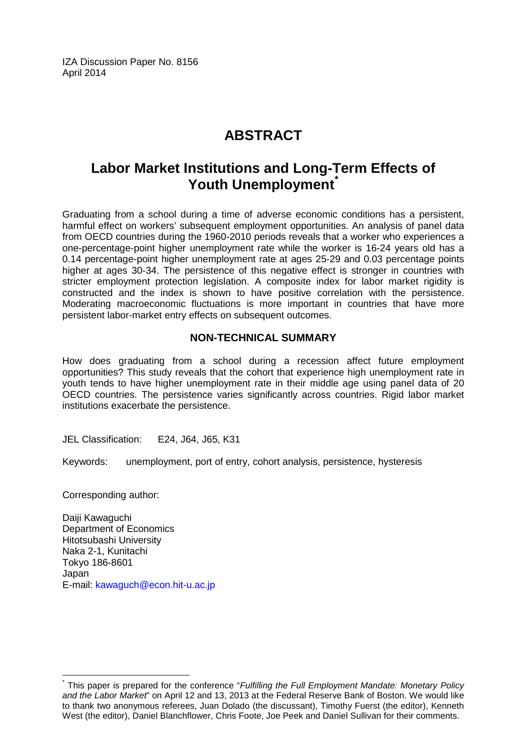IZA Discussion Paper No. 8156
April 2014

# ABSTRACT

## Labor Market Institutions and Long-Term Effects of Youth Unemployment[*]

Graduating from a school during a time of adverse economic conditions has a persistent, harmful effect on workers' subsequent employment opportunities. An analysis of panel data from OECD countries during the 1960-2010 periods reveals that a worker who experiences a one-percentage-point higher unemployment rate while the worker is 16-24 years old has a 0.14 percentage-point higher unemployment rate at ages 25-29 and 0.03 percentage points higher at ages 30-34. The persistence of this negative effect is stronger in countries with stricter employment protection legislation. A composite index for labor market rigidity is constructed and the index is shown to have positive correlation with the persistence. Moderating macroeconomic fluctuations is more important in countries that have more persistent labor-market entry effects on subsequent outcomes.

### NON-TECHNICAL SUMMARY

How does graduating from a school during a recession affect future employment opportunities? This study reveals that the cohort that experience high unemployment rate in youth tends to have higher unemployment rate in their middle age using panel data of 20 OECD countries. The persistence varies significantly across countries. Rigid labor market institutions exacerbate the persistence.

JEL Classification: E24, J64, J65, K31

Keywords: unemployment, port of entry, cohort analysis, persistence, hysteresis

Corresponding author:

Daiji Kawaguchi
Department of Economics
Hitotsubashi University
Naka 2-1, Kunitachi
Tokyo 186-8601
Japan
E-mail: kawaguch@econ.hit-u.ac.jp

[*] This paper is prepared for the conference "*Fulfilling the Full Employment Mandate: Monetary Policy and the Labor Market*" on April 12 and 13, 2013 at the Federal Reserve Bank of Boston. We would like to thank two anonymous referees, Juan Dolado (the discussant), Timothy Fuerst (the editor), Kenneth West (the editor), Daniel Blanchflower, Chris Foote, Joe Peek and Daniel Sullivan for their comments.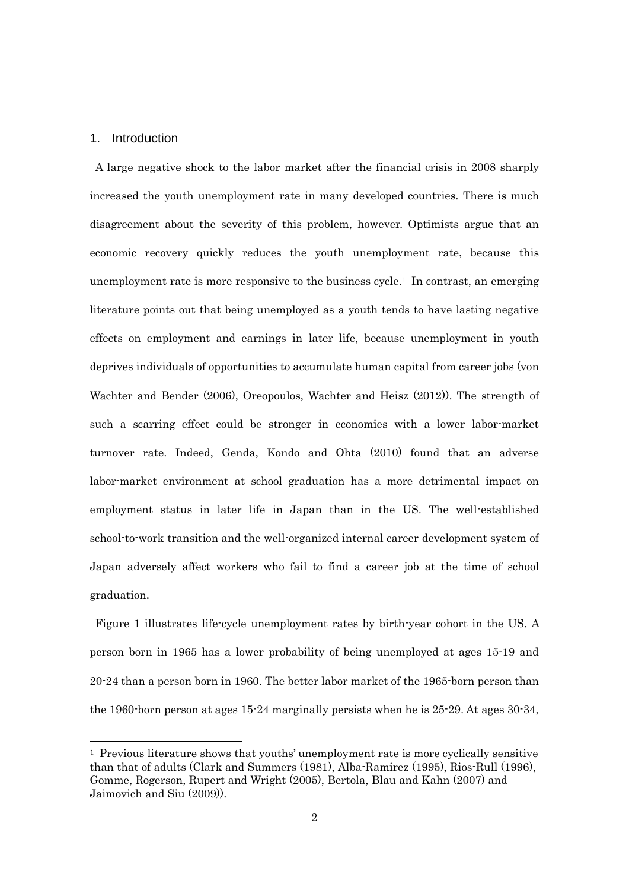## 1. Introduction

A large negative shock to the labor market after the financial crisis in 2008 sharply increased the youth unemployment rate in many developed countries. There is much disagreement about the severity of this problem, however. Optimists argue that an economic recovery quickly reduces the youth unemployment rate, because this unemployment rate is more responsive to the business cycle.[1] In contrast, an emerging literature points out that being unemployed as a youth tends to have lasting negative effects on employment and earnings in later life, because unemployment in youth deprives individuals of opportunities to accumulate human capital from career jobs (von Wachter and Bender (2006), Oreopoulos, Wachter and Heisz (2012)). The strength of such a scarring effect could be stronger in economies with a lower labor-market turnover rate. Indeed, Genda, Kondo and Ohta (2010) found that an adverse labor-market environment at school graduation has a more detrimental impact on employment status in later life in Japan than in the US. The well-established school-to-work transition and the well-organized internal career development system of Japan adversely affect workers who fail to find a career job at the time of school graduation.

Figure 1 illustrates life-cycle unemployment rates by birth-year cohort in the US. A person born in 1965 has a lower probability of being unemployed at ages 15-19 and 20-24 than a person born in 1960. The better labor market of the 1965-born person than the 1960-born person at ages 15-24 marginally persists when he is 25-29. At ages 30-34,

---

[1] Previous literature shows that youths' unemployment rate is more cyclically sensitive than that of adults (Clark and Summers (1981), Alba-Ramirez (1995), Rios-Rull (1996), Gomme, Rogerson, Rupert and Wright (2005), Bertola, Blau and Kahn (2007) and Jaimovich and Siu (2009)).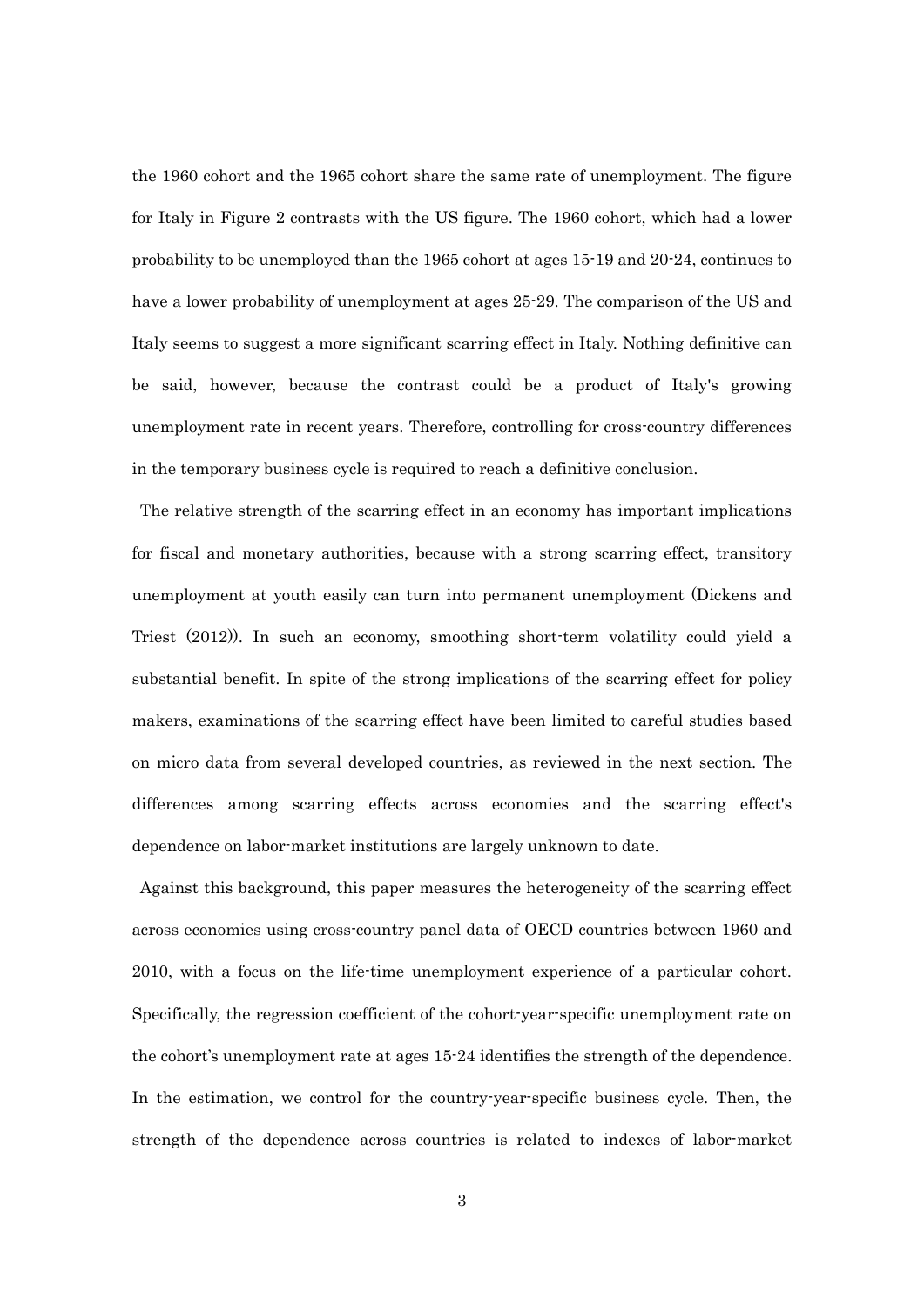the 1960 cohort and the 1965 cohort share the same rate of unemployment. The figure for Italy in Figure 2 contrasts with the US figure. The 1960 cohort, which had a lower probability to be unemployed than the 1965 cohort at ages 15-19 and 20-24, continues to have a lower probability of unemployment at ages 25-29. The comparison of the US and Italy seems to suggest a more significant scarring effect in Italy. Nothing definitive can be said, however, because the contrast could be a product of Italy's growing unemployment rate in recent years. Therefore, controlling for cross-country differences in the temporary business cycle is required to reach a definitive conclusion.

The relative strength of the scarring effect in an economy has important implications for fiscal and monetary authorities, because with a strong scarring effect, transitory unemployment at youth easily can turn into permanent unemployment (Dickens and Triest (2012)). In such an economy, smoothing short-term volatility could yield a substantial benefit. In spite of the strong implications of the scarring effect for policy makers, examinations of the scarring effect have been limited to careful studies based on micro data from several developed countries, as reviewed in the next section. The differences among scarring effects across economies and the scarring effect's dependence on labor-market institutions are largely unknown to date.

Against this background, this paper measures the heterogeneity of the scarring effect across economies using cross-country panel data of OECD countries between 1960 and 2010, with a focus on the life-time unemployment experience of a particular cohort. Specifically, the regression coefficient of the cohort-year-specific unemployment rate on the cohort's unemployment rate at ages 15-24 identifies the strength of the dependence. In the estimation, we control for the country-year-specific business cycle. Then, the strength of the dependence across countries is related to indexes of labor-market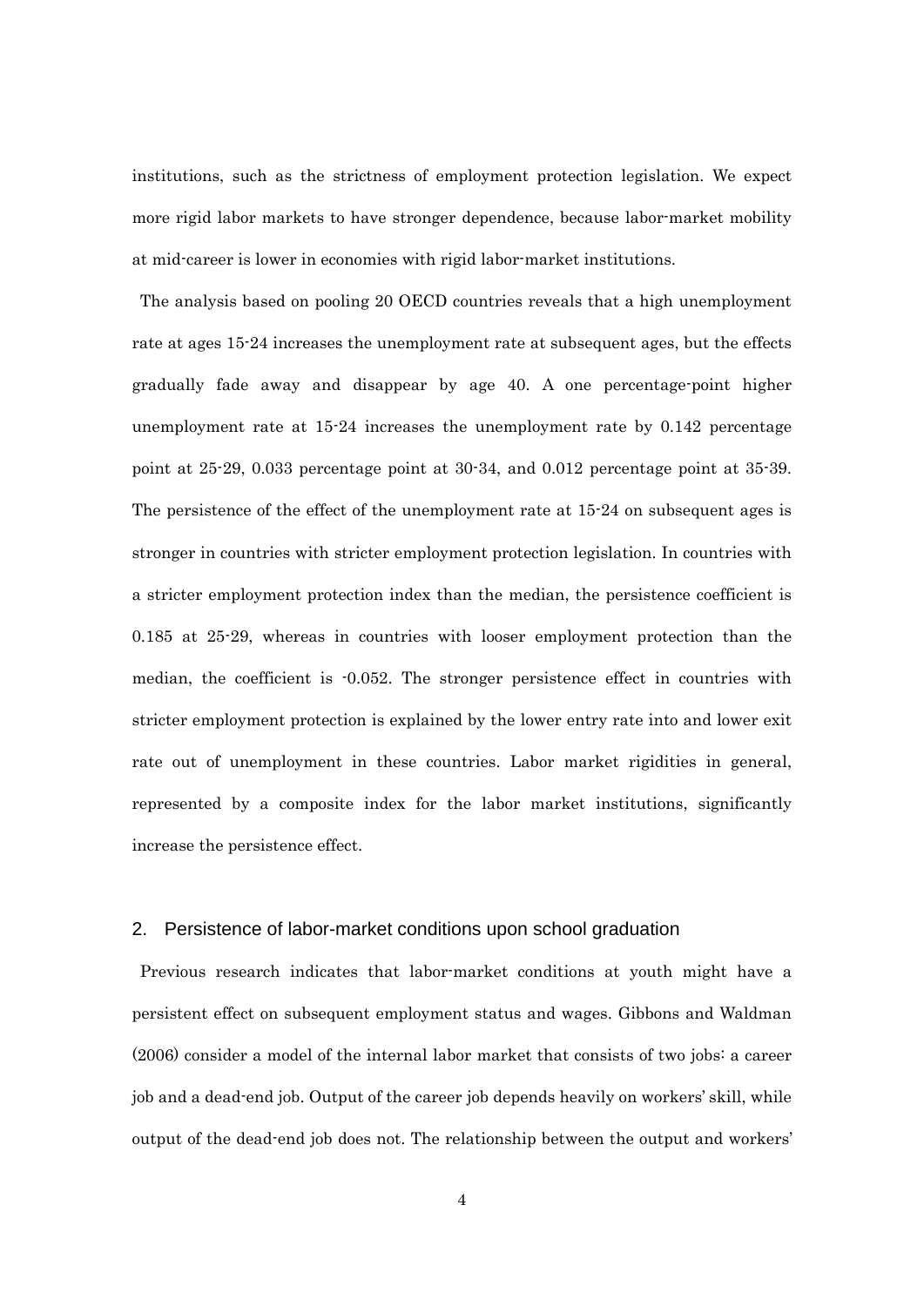institutions, such as the strictness of employment protection legislation. We expect more rigid labor markets to have stronger dependence, because labor-market mobility at mid-career is lower in economies with rigid labor-market institutions.

The analysis based on pooling 20 OECD countries reveals that a high unemployment rate at ages 15-24 increases the unemployment rate at subsequent ages, but the effects gradually fade away and disappear by age 40. A one percentage-point higher unemployment rate at 15-24 increases the unemployment rate by 0.142 percentage point at 25-29, 0.033 percentage point at 30-34, and 0.012 percentage point at 35-39. The persistence of the effect of the unemployment rate at 15-24 on subsequent ages is stronger in countries with stricter employment protection legislation. In countries with a stricter employment protection index than the median, the persistence coefficient is 0.185 at 25-29, whereas in countries with looser employment protection than the median, the coefficient is -0.052. The stronger persistence effect in countries with stricter employment protection is explained by the lower entry rate into and lower exit rate out of unemployment in these countries. Labor market rigidities in general, represented by a composite index for the labor market institutions, significantly increase the persistence effect.

## 2. Persistence of labor-market conditions upon school graduation

Previous research indicates that labor-market conditions at youth might have a persistent effect on subsequent employment status and wages. Gibbons and Waldman (2006) consider a model of the internal labor market that consists of two jobs: a career job and a dead-end job. Output of the career job depends heavily on workers' skill, while output of the dead-end job does not. The relationship between the output and workers'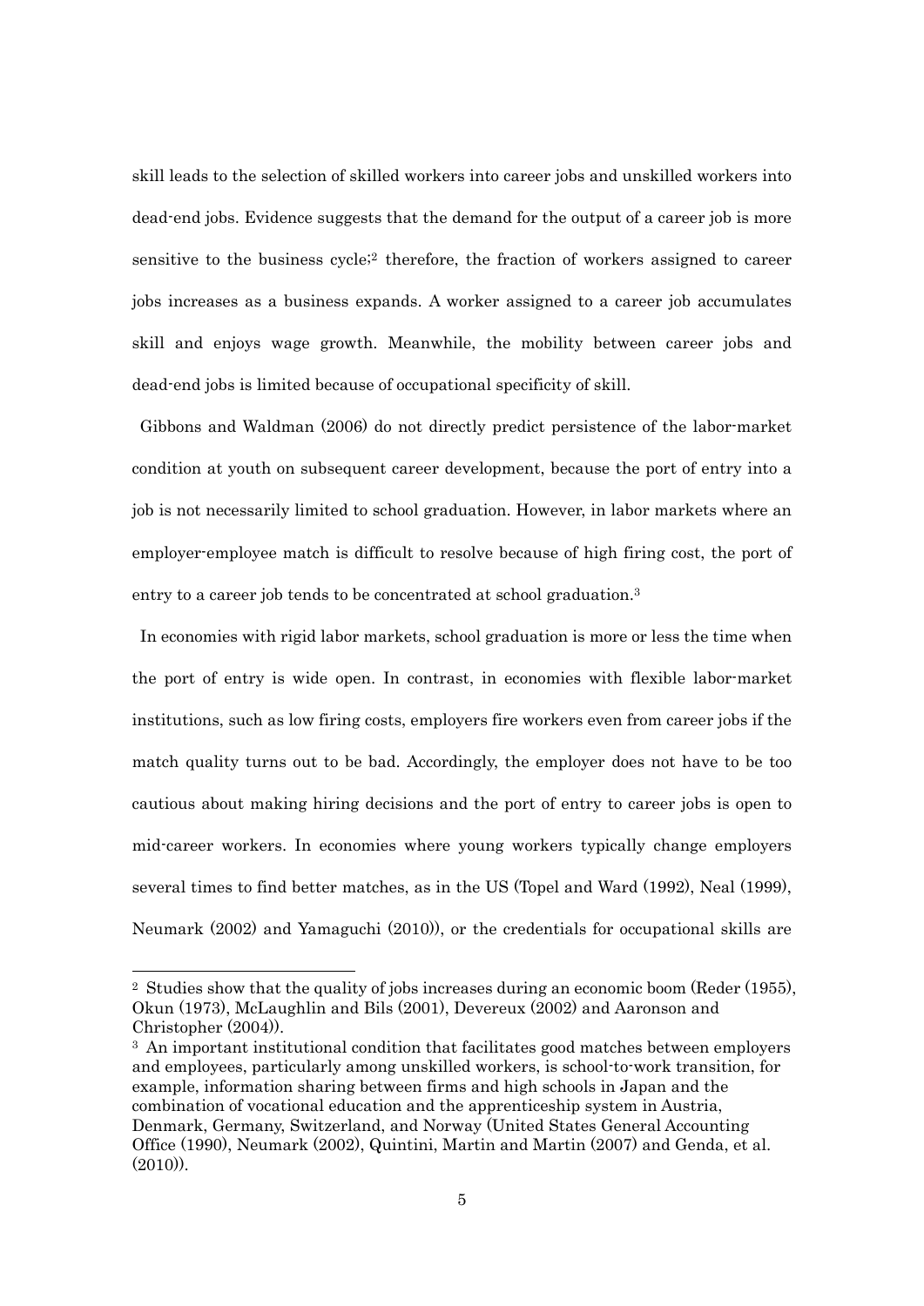skill leads to the selection of skilled workers into career jobs and unskilled workers into dead-end jobs. Evidence suggests that the demand for the output of a career job is more sensitive to the business cycle;[2] therefore, the fraction of workers assigned to career jobs increases as a business expands. A worker assigned to a career job accumulates skill and enjoys wage growth. Meanwhile, the mobility between career jobs and dead-end jobs is limited because of occupational specificity of skill.

Gibbons and Waldman (2006) do not directly predict persistence of the labor-market condition at youth on subsequent career development, because the port of entry into a job is not necessarily limited to school graduation. However, in labor markets where an employer-employee match is difficult to resolve because of high firing cost, the port of entry to a career job tends to be concentrated at school graduation.[3]

In economies with rigid labor markets, school graduation is more or less the time when the port of entry is wide open. In contrast, in economies with flexible labor-market institutions, such as low firing costs, employers fire workers even from career jobs if the match quality turns out to be bad. Accordingly, the employer does not have to be too cautious about making hiring decisions and the port of entry to career jobs is open to mid-career workers. In economies where young workers typically change employers several times to find better matches, as in the US (Topel and Ward (1992), Neal (1999), Neumark (2002) and Yamaguchi (2010)), or the credentials for occupational skills are

---

[2] Studies show that the quality of jobs increases during an economic boom (Reder (1955), Okun (1973), McLaughlin and Bils (2001), Devereux (2002) and Aaronson and Christopher (2004)).

[3] An important institutional condition that facilitates good matches between employers and employees, particularly among unskilled workers, is school-to-work transition, for example, information sharing between firms and high schools in Japan and the combination of vocational education and the apprenticeship system in Austria, Denmark, Germany, Switzerland, and Norway (United States General Accounting Office (1990), Neumark (2002), Quintini, Martin and Martin (2007) and Genda, et al. (2010)).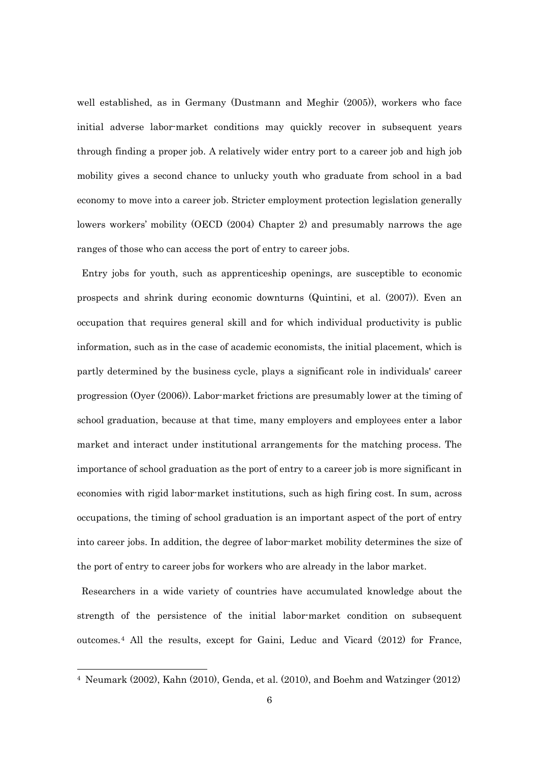well established, as in Germany (Dustmann and Meghir (2005)), workers who face initial adverse labor-market conditions may quickly recover in subsequent years through finding a proper job. A relatively wider entry port to a career job and high job mobility gives a second chance to unlucky youth who graduate from school in a bad economy to move into a career job. Stricter employment protection legislation generally lowers workers' mobility (OECD (2004) Chapter 2) and presumably narrows the age ranges of those who can access the port of entry to career jobs.

Entry jobs for youth, such as apprenticeship openings, are susceptible to economic prospects and shrink during economic downturns (Quintini, et al. (2007)). Even an occupation that requires general skill and for which individual productivity is public information, such as in the case of academic economists, the initial placement, which is partly determined by the business cycle, plays a significant role in individuals' career progression (Oyer (2006)). Labor-market frictions are presumably lower at the timing of school graduation, because at that time, many employers and employees enter a labor market and interact under institutional arrangements for the matching process. The importance of school graduation as the port of entry to a career job is more significant in economies with rigid labor-market institutions, such as high firing cost. In sum, across occupations, the timing of school graduation is an important aspect of the port of entry into career jobs. In addition, the degree of labor-market mobility determines the size of the port of entry to career jobs for workers who are already in the labor market.

Researchers in a wide variety of countries have accumulated knowledge about the strength of the persistence of the initial labor-market condition on subsequent outcomes.[4] All the results, except for Gaini, Leduc and Vicard (2012) for France,

[4] Neumark (2002), Kahn (2010), Genda, et al. (2010), and Boehm and Watzinger (2012)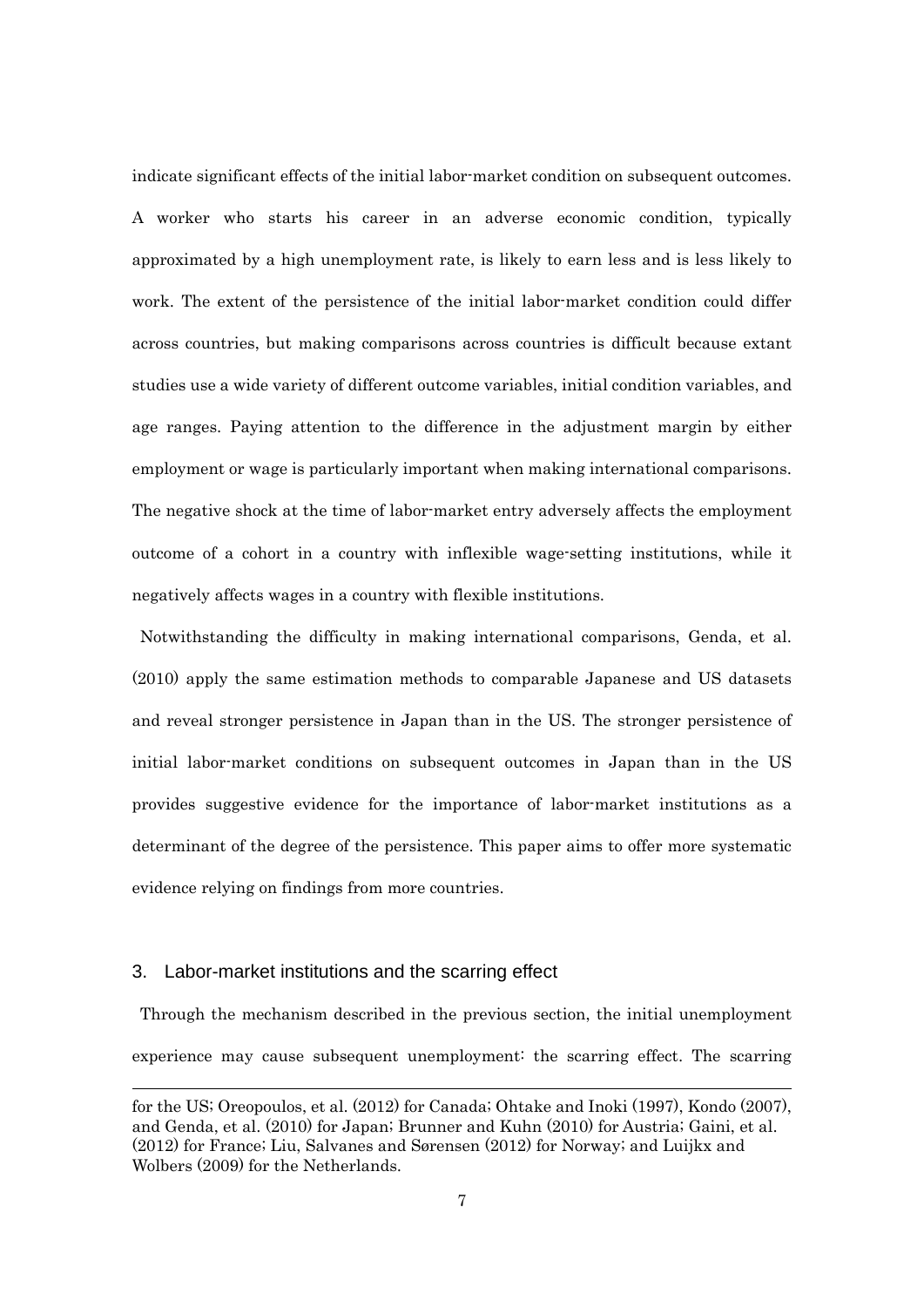indicate significant effects of the initial labor-market condition on subsequent outcomes. A worker who starts his career in an adverse economic condition, typically approximated by a high unemployment rate, is likely to earn less and is less likely to work. The extent of the persistence of the initial labor-market condition could differ across countries, but making comparisons across countries is difficult because extant studies use a wide variety of different outcome variables, initial condition variables, and age ranges. Paying attention to the difference in the adjustment margin by either employment or wage is particularly important when making international comparisons. The negative shock at the time of labor-market entry adversely affects the employment outcome of a cohort in a country with inflexible wage-setting institutions, while it negatively affects wages in a country with flexible institutions.

Notwithstanding the difficulty in making international comparisons, Genda, et al. (2010) apply the same estimation methods to comparable Japanese and US datasets and reveal stronger persistence in Japan than in the US. The stronger persistence of initial labor-market conditions on subsequent outcomes in Japan than in the US provides suggestive evidence for the importance of labor-market institutions as a determinant of the degree of the persistence. This paper aims to offer more systematic evidence relying on findings from more countries.

## 3. Labor-market institutions and the scarring effect

Through the mechanism described in the previous section, the initial unemployment experience may cause subsequent unemployment: the scarring effect. The scarring

---

for the US; Oreopoulos, et al. (2012) for Canada; Ohtake and Inoki (1997), Kondo (2007), and Genda, et al. (2010) for Japan; Brunner and Kuhn (2010) for Austria; Gaini, et al. (2012) for France; Liu, Salvanes and Sørensen (2012) for Norway; and Luijkx and Wolbers (2009) for the Netherlands.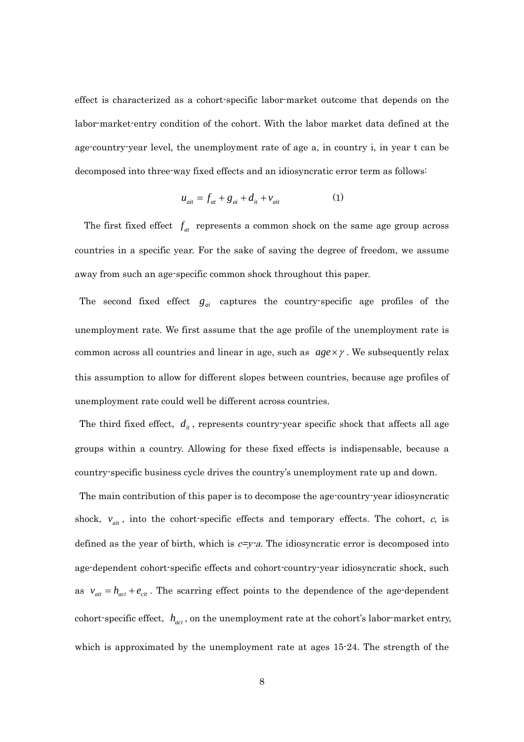effect is characterized as a cohort-specific labor-market outcome that depends on the labor-market-entry condition of the cohort. With the labor market data defined at the age-country-year level, the unemployment rate of age a, in country i, in year t can be decomposed into three-way fixed effects and an idiosyncratic error term as follows:

$$u_{ait} = f_{at} + g_{ai} + d_{it} + v_{ait} \qquad (1)$$

The first fixed effect $f_{at}$ represents a common shock on the same age group across countries in a specific year. For the sake of saving the degree of freedom, we assume away from such an age-specific common shock throughout this paper.

The second fixed effect $g_{ai}$ captures the country-specific age profiles of the unemployment rate. We first assume that the age profile of the unemployment rate is common across all countries and linear in age, such as $age \times \gamma$. We subsequently relax this assumption to allow for different slopes between countries, because age profiles of unemployment rate could well be different across countries.

The third fixed effect, $d_{it}$, represents country-year specific shock that affects all age groups within a country. Allowing for these fixed effects is indispensable, because a country-specific business cycle drives the country's unemployment rate up and down.

The main contribution of this paper is to decompose the age-country-year idiosyncratic shock, $v_{ait}$, into the cohort-specific effects and temporary effects. The cohort, *c*, is defined as the year of birth, which is *c=y-a.* The idiosyncratic error is decomposed into age-dependent cohort-specific effects and cohort-country-year idiosyncratic shock, such as $v_{ait} = h_{aci} + e_{cit}$. The scarring effect points to the dependence of the age-dependent cohort-specific effect, $h_{aci}$, on the unemployment rate at the cohort's labor-market entry, which is approximated by the unemployment rate at ages 15-24. The strength of the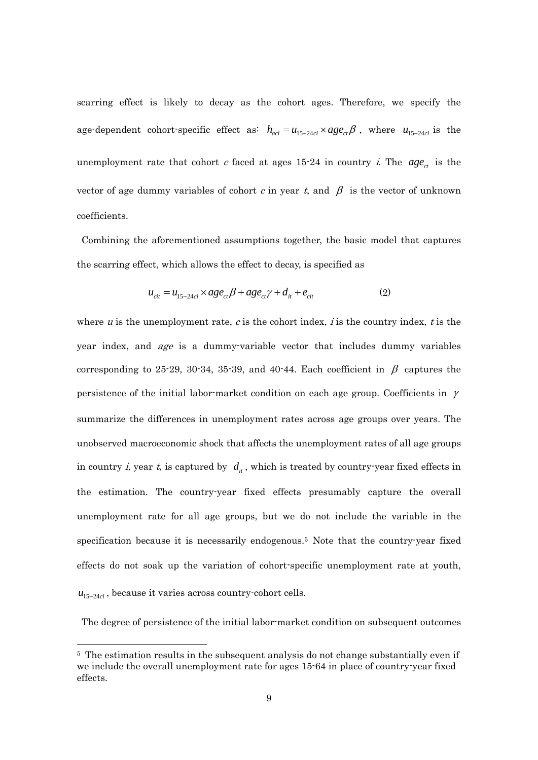scarring effect is likely to decay as the cohort ages. Therefore, we specify the age-dependent cohort-specific effect as: $h_{aci} = u_{15-24ci} \times age_{ct}\beta$, where $u_{15-24ci}$ is the unemployment rate that cohort *c* faced at ages 15-24 in country *i*. The $age_{ct}$ is the vector of age dummy variables of cohort *c* in year *t*, and $\beta$ is the vector of unknown coefficients.

Combining the aforementioned assumptions together, the basic model that captures the scarring effect, which allows the effect to decay, is specified as

$$u_{cit} = u_{15-24ci} \times age_{ct}\beta + age_{ct}\gamma + d_{it} + e_{cit} \qquad (2)$$

where *u* is the unemployment rate, *c* is the cohort index, *i* is the country index, *t* is the year index, and *age* is a dummy-variable vector that includes dummy variables corresponding to 25-29, 30-34, 35-39, and 40-44. Each coefficient in $\beta$ captures the persistence of the initial labor-market condition on each age group. Coefficients in $\gamma$ summarize the differences in unemployment rates across age groups over years. The unobserved macroeconomic shock that affects the unemployment rates of all age groups in country *i*, year *t*, is captured by $d_{it}$, which is treated by country-year fixed effects in the estimation. The country-year fixed effects presumably capture the overall unemployment rate for all age groups, but we do not include the variable in the specification because it is necessarily endogenous.[5] Note that the country-year fixed effects do not soak up the variation of cohort-specific unemployment rate at youth, $u_{15-24ci}$, because it varies across country-cohort cells.

The degree of persistence of the initial labor-market condition on subsequent outcomes

[5] The estimation results in the subsequent analysis do not change substantially even if we include the overall unemployment rate for ages 15-64 in place of country-year fixed effects.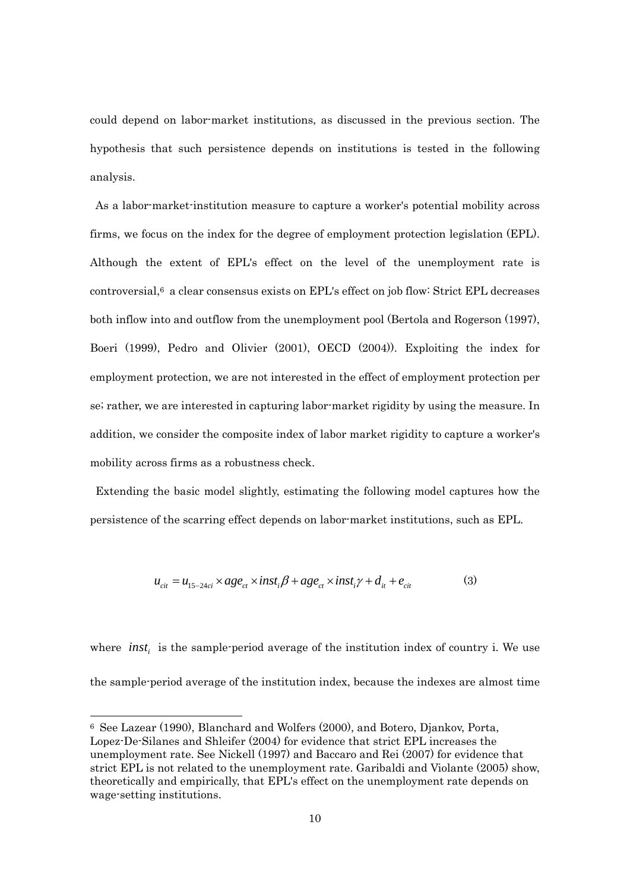could depend on labor-market institutions, as discussed in the previous section. The hypothesis that such persistence depends on institutions is tested in the following analysis.

As a labor-market-institution measure to capture a worker's potential mobility across firms, we focus on the index for the degree of employment protection legislation (EPL). Although the extent of EPL's effect on the level of the unemployment rate is controversial,[6] a clear consensus exists on EPL's effect on job flow: Strict EPL decreases both inflow into and outflow from the unemployment pool (Bertola and Rogerson (1997), Boeri (1999), Pedro and Olivier (2001), OECD (2004)). Exploiting the index for employment protection, we are not interested in the effect of employment protection per se; rather, we are interested in capturing labor-market rigidity by using the measure. In addition, we consider the composite index of labor market rigidity to capture a worker's mobility across firms as a robustness check.

Extending the basic model slightly, estimating the following model captures how the persistence of the scarring effect depends on labor-market institutions, such as EPL.

$$u_{cit} = u_{15-24ci} \times age_{ct} \times inst_i \beta + age_{ct} \times inst_i \gamma + d_{it} + e_{cit} \qquad (3)$$

where $inst_i$ is the sample-period average of the institution index of country i. We use the sample-period average of the institution index, because the indexes are almost time

[6] See Lazear (1990), Blanchard and Wolfers (2000), and Botero, Djankov, Porta, Lopez-De-Silanes and Shleifer (2004) for evidence that strict EPL increases the unemployment rate. See Nickell (1997) and Baccaro and Rei (2007) for evidence that strict EPL is not related to the unemployment rate. Garibaldi and Violante (2005) show, theoretically and empirically, that EPL's effect on the unemployment rate depends on wage-setting institutions.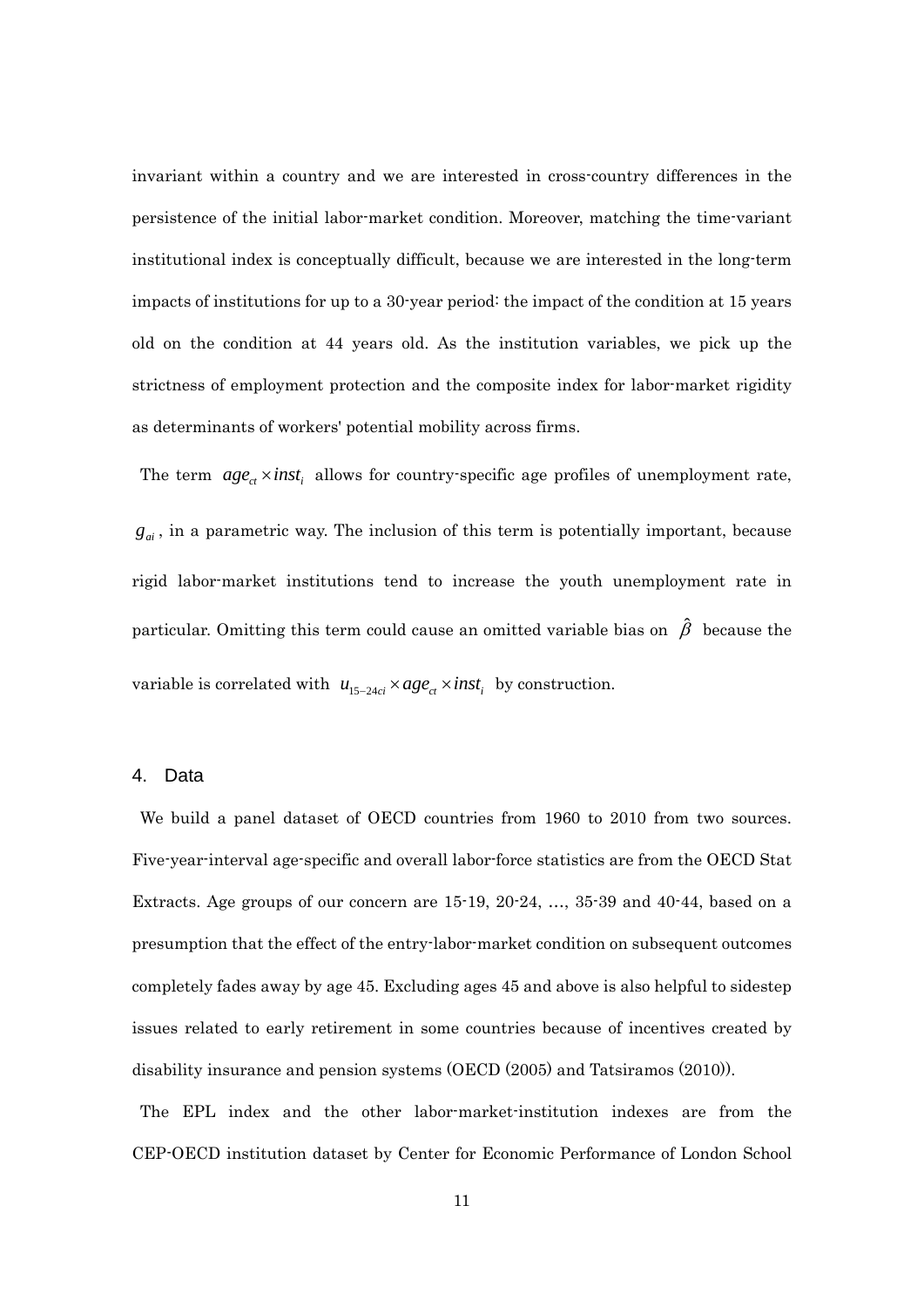invariant within a country and we are interested in cross-country differences in the persistence of the initial labor-market condition. Moreover, matching the time-variant institutional index is conceptually difficult, because we are interested in the long-term impacts of institutions for up to a 30-year period: the impact of the condition at 15 years old on the condition at 44 years old. As the institution variables, we pick up the strictness of employment protection and the composite index for labor-market rigidity as determinants of workers' potential mobility across firms.

The term $age_{ct} \times inst_i$ allows for country-specific age profiles of unemployment rate, $g_{ai}$, in a parametric way. The inclusion of this term is potentially important, because rigid labor-market institutions tend to increase the youth unemployment rate in particular. Omitting this term could cause an omitted variable bias on $\hat{\beta}$ because the variable is correlated with $u_{15-24ci} \times age_{ct} \times inst_i$ by construction.

## 4. Data

We build a panel dataset of OECD countries from 1960 to 2010 from two sources. Five-year-interval age-specific and overall labor-force statistics are from the OECD Stat Extracts. Age groups of our concern are 15-19, 20-24, …, 35-39 and 40-44, based on a presumption that the effect of the entry-labor-market condition on subsequent outcomes completely fades away by age 45. Excluding ages 45 and above is also helpful to sidestep issues related to early retirement in some countries because of incentives created by disability insurance and pension systems (OECD (2005) and Tatsiramos (2010)).

The EPL index and the other labor-market-institution indexes are from the CEP-OECD institution dataset by Center for Economic Performance of London School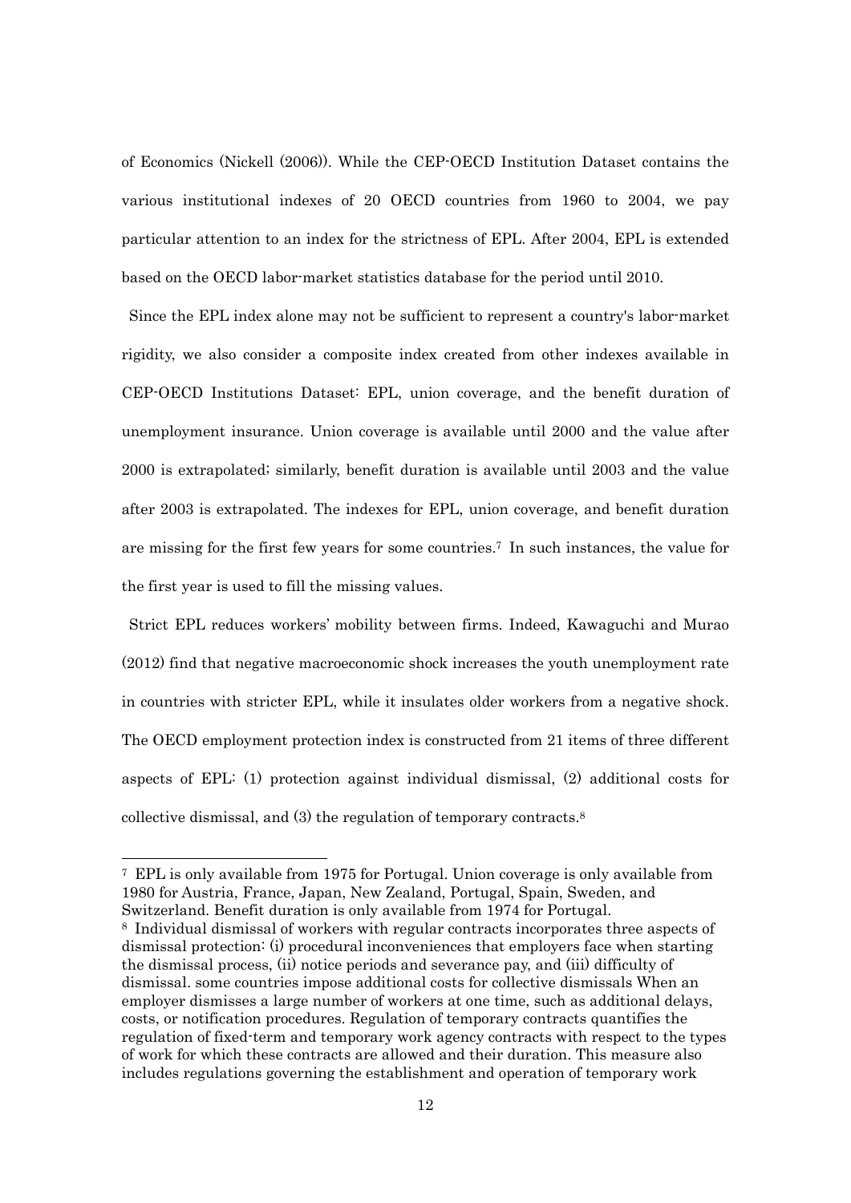of Economics (Nickell (2006)). While the CEP-OECD Institution Dataset contains the various institutional indexes of 20 OECD countries from 1960 to 2004, we pay particular attention to an index for the strictness of EPL. After 2004, EPL is extended based on the OECD labor-market statistics database for the period until 2010.

Since the EPL index alone may not be sufficient to represent a country's labor-market rigidity, we also consider a composite index created from other indexes available in CEP-OECD Institutions Dataset: EPL, union coverage, and the benefit duration of unemployment insurance. Union coverage is available until 2000 and the value after 2000 is extrapolated; similarly, benefit duration is available until 2003 and the value after 2003 is extrapolated. The indexes for EPL, union coverage, and benefit duration are missing for the first few years for some countries.[7] In such instances, the value for the first year is used to fill the missing values.

Strict EPL reduces workers' mobility between firms. Indeed, Kawaguchi and Murao (2012) find that negative macroeconomic shock increases the youth unemployment rate in countries with stricter EPL, while it insulates older workers from a negative shock. The OECD employment protection index is constructed from 21 items of three different aspects of EPL: (1) protection against individual dismissal, (2) additional costs for collective dismissal, and (3) the regulation of temporary contracts.[8]

---

[7] EPL is only available from 1975 for Portugal. Union coverage is only available from 1980 for Austria, France, Japan, New Zealand, Portugal, Spain, Sweden, and Switzerland. Benefit duration is only available from 1974 for Portugal.

[8] Individual dismissal of workers with regular contracts incorporates three aspects of dismissal protection: (i) procedural inconveniences that employers face when starting the dismissal process, (ii) notice periods and severance pay, and (iii) difficulty of dismissal. some countries impose additional costs for collective dismissals When an employer dismisses a large number of workers at one time, such as additional delays, costs, or notification procedures. Regulation of temporary contracts quantifies the regulation of fixed-term and temporary work agency contracts with respect to the types of work for which these contracts are allowed and their duration. This measure also includes regulations governing the establishment and operation of temporary work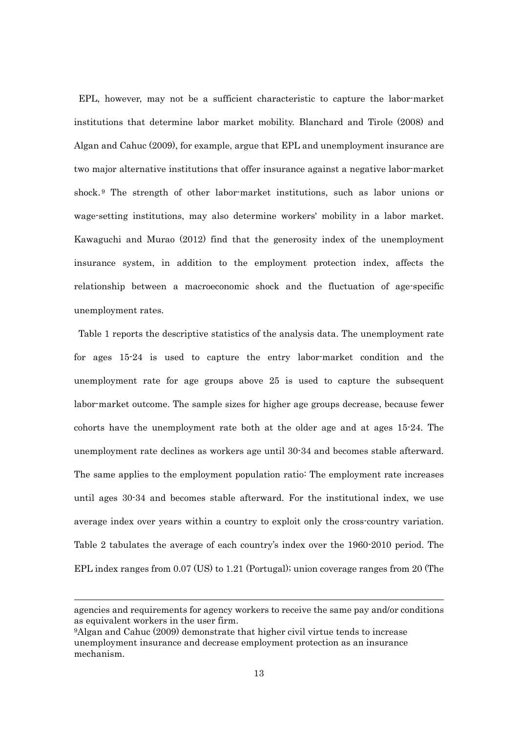EPL, however, may not be a sufficient characteristic to capture the labor-market institutions that determine labor market mobility. Blanchard and Tirole (2008) and Algan and Cahuc (2009), for example, argue that EPL and unemployment insurance are two major alternative institutions that offer insurance against a negative labor-market shock.[9] The strength of other labor-market institutions, such as labor unions or wage-setting institutions, may also determine workers' mobility in a labor market. Kawaguchi and Murao (2012) find that the generosity index of the unemployment insurance system, in addition to the employment protection index, affects the relationship between a macroeconomic shock and the fluctuation of age-specific unemployment rates.

Table 1 reports the descriptive statistics of the analysis data. The unemployment rate for ages 15-24 is used to capture the entry labor-market condition and the unemployment rate for age groups above 25 is used to capture the subsequent labor-market outcome. The sample sizes for higher age groups decrease, because fewer cohorts have the unemployment rate both at the older age and at ages 15-24. The unemployment rate declines as workers age until 30-34 and becomes stable afterward. The same applies to the employment population ratio: The employment rate increases until ages 30-34 and becomes stable afterward. For the institutional index, we use average index over years within a country to exploit only the cross-country variation. Table 2 tabulates the average of each country's index over the 1960-2010 period. The EPL index ranges from 0.07 (US) to 1.21 (Portugal); union coverage ranges from 20 (The

---

agencies and requirements for agency workers to receive the same pay and/or conditions as equivalent workers in the user firm.

[9] Algan and Cahuc (2009) demonstrate that higher civil virtue tends to increase unemployment insurance and decrease employment protection as an insurance mechanism.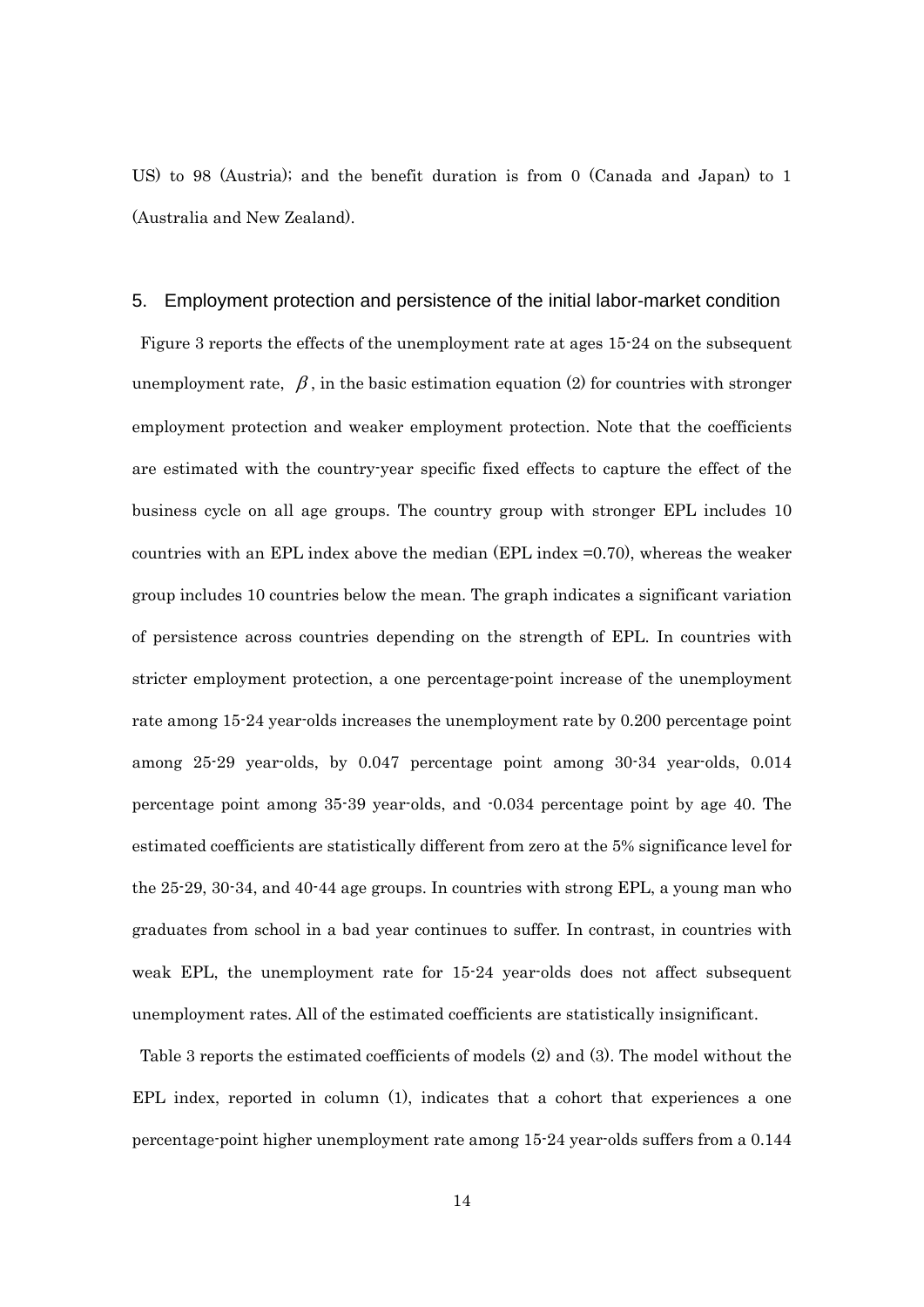US) to 98 (Austria); and the benefit duration is from 0 (Canada and Japan) to 1 (Australia and New Zealand).

## 5. Employment protection and persistence of the initial labor-market condition

Figure 3 reports the effects of the unemployment rate at ages 15-24 on the subsequent unemployment rate, $\beta$, in the basic estimation equation (2) for countries with stronger employment protection and weaker employment protection. Note that the coefficients are estimated with the country-year specific fixed effects to capture the effect of the business cycle on all age groups. The country group with stronger EPL includes 10 countries with an EPL index above the median (EPL index =0.70), whereas the weaker group includes 10 countries below the mean. The graph indicates a significant variation of persistence across countries depending on the strength of EPL. In countries with stricter employment protection, a one percentage-point increase of the unemployment rate among 15-24 year-olds increases the unemployment rate by 0.200 percentage point among 25-29 year-olds, by 0.047 percentage point among 30-34 year-olds, 0.014 percentage point among 35-39 year-olds, and -0.034 percentage point by age 40. The estimated coefficients are statistically different from zero at the 5% significance level for the 25-29, 30-34, and 40-44 age groups. In countries with strong EPL, a young man who graduates from school in a bad year continues to suffer. In contrast, in countries with weak EPL, the unemployment rate for 15-24 year-olds does not affect subsequent unemployment rates. All of the estimated coefficients are statistically insignificant.

Table 3 reports the estimated coefficients of models (2) and (3). The model without the EPL index, reported in column (1), indicates that a cohort that experiences a one percentage-point higher unemployment rate among 15-24 year-olds suffers from a 0.144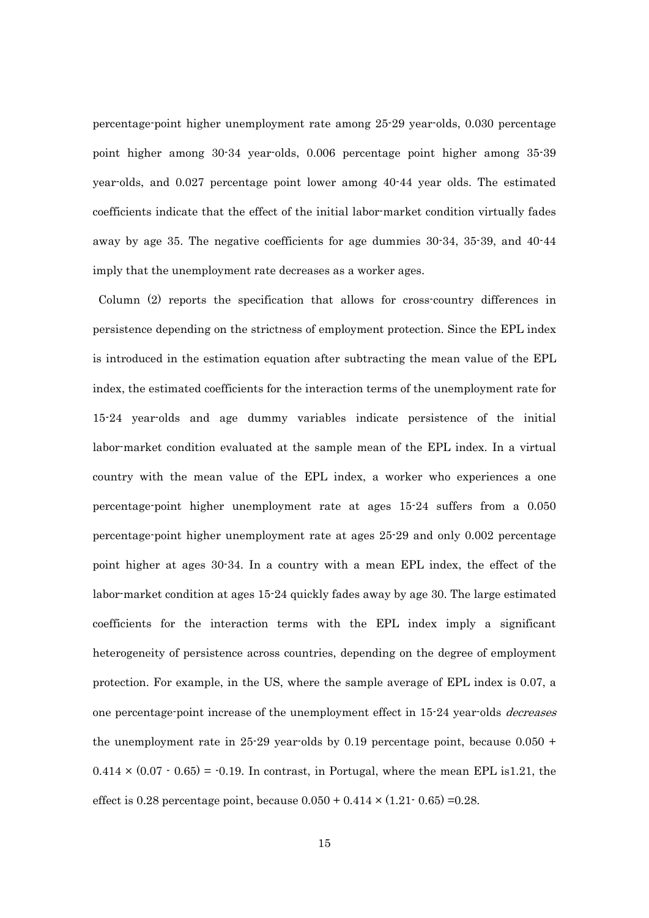percentage-point higher unemployment rate among 25-29 year-olds, 0.030 percentage point higher among 30-34 year-olds, 0.006 percentage point higher among 35-39 year-olds, and 0.027 percentage point lower among 40-44 year olds. The estimated coefficients indicate that the effect of the initial labor-market condition virtually fades away by age 35. The negative coefficients for age dummies 30-34, 35-39, and 40-44 imply that the unemployment rate decreases as a worker ages.

Column (2) reports the specification that allows for cross-country differences in persistence depending on the strictness of employment protection. Since the EPL index is introduced in the estimation equation after subtracting the mean value of the EPL index, the estimated coefficients for the interaction terms of the unemployment rate for 15-24 year-olds and age dummy variables indicate persistence of the initial labor-market condition evaluated at the sample mean of the EPL index. In a virtual country with the mean value of the EPL index, a worker who experiences a one percentage-point higher unemployment rate at ages 15-24 suffers from a 0.050 percentage-point higher unemployment rate at ages 25-29 and only 0.002 percentage point higher at ages 30-34. In a country with a mean EPL index, the effect of the labor-market condition at ages 15-24 quickly fades away by age 30. The large estimated coefficients for the interaction terms with the EPL index imply a significant heterogeneity of persistence across countries, depending on the degree of employment protection. For example, in the US, where the sample average of EPL index is 0.07, a one percentage-point increase of the unemployment effect in 15-24 year-olds *decreases* the unemployment rate in 25-29 year-olds by 0.19 percentage point, because $0.050 + 0.414 \times (0.07 - 0.65) = -0.19$. In contrast, in Portugal, where the mean EPL is1.21, the effect is 0.28 percentage point, because $0.050 + 0.414 \times (1.21 - 0.65) = 0.28$.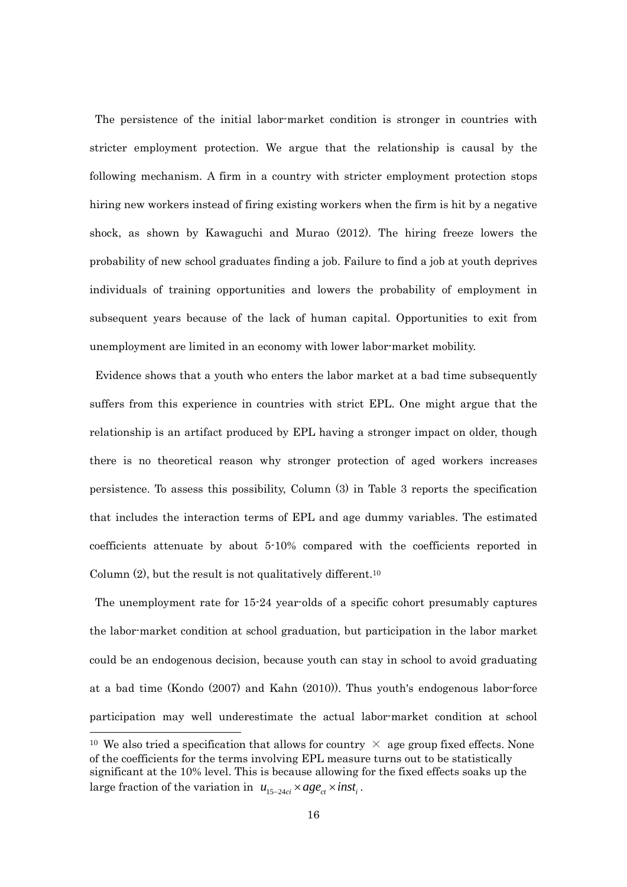The persistence of the initial labor-market condition is stronger in countries with stricter employment protection. We argue that the relationship is causal by the following mechanism. A firm in a country with stricter employment protection stops hiring new workers instead of firing existing workers when the firm is hit by a negative shock, as shown by Kawaguchi and Murao (2012). The hiring freeze lowers the probability of new school graduates finding a job. Failure to find a job at youth deprives individuals of training opportunities and lowers the probability of employment in subsequent years because of the lack of human capital. Opportunities to exit from unemployment are limited in an economy with lower labor-market mobility.

Evidence shows that a youth who enters the labor market at a bad time subsequently suffers from this experience in countries with strict EPL. One might argue that the relationship is an artifact produced by EPL having a stronger impact on older, though there is no theoretical reason why stronger protection of aged workers increases persistence. To assess this possibility, Column (3) in Table 3 reports the specification that includes the interaction terms of EPL and age dummy variables. The estimated coefficients attenuate by about 5-10% compared with the coefficients reported in Column (2), but the result is not qualitatively different.[10]

The unemployment rate for 15-24 year-olds of a specific cohort presumably captures the labor-market condition at school graduation, but participation in the labor market could be an endogenous decision, because youth can stay in school to avoid graduating at a bad time (Kondo (2007) and Kahn (2010)). Thus youth's endogenous labor-force participation may well underestimate the actual labor-market condition at school

---

[10] We also tried a specification that allows for country × age group fixed effects. None of the coefficients for the terms involving EPL measure turns out to be statistically significant at the 10% level. This is because allowing for the fixed effects soaks up the large fraction of the variation in $u_{15-24ci} \times age_{ct} \times inst_i$.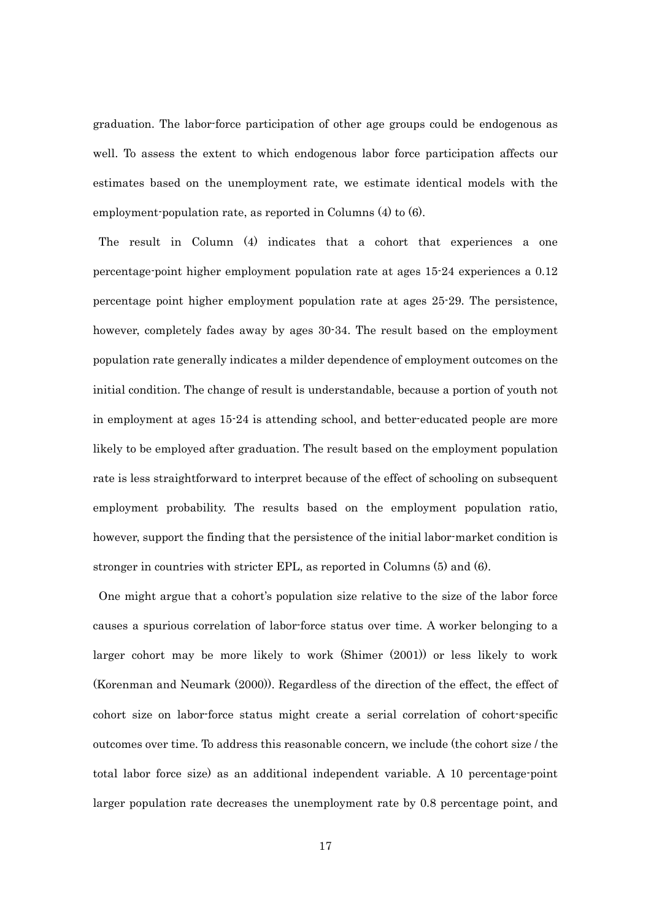graduation. The labor-force participation of other age groups could be endogenous as well. To assess the extent to which endogenous labor force participation affects our estimates based on the unemployment rate, we estimate identical models with the employment-population rate, as reported in Columns (4) to (6).

The result in Column (4) indicates that a cohort that experiences a one percentage-point higher employment population rate at ages 15-24 experiences a 0.12 percentage point higher employment population rate at ages 25-29. The persistence, however, completely fades away by ages 30-34. The result based on the employment population rate generally indicates a milder dependence of employment outcomes on the initial condition. The change of result is understandable, because a portion of youth not in employment at ages 15-24 is attending school, and better-educated people are more likely to be employed after graduation. The result based on the employment population rate is less straightforward to interpret because of the effect of schooling on subsequent employment probability. The results based on the employment population ratio, however, support the finding that the persistence of the initial labor-market condition is stronger in countries with stricter EPL, as reported in Columns (5) and (6).

One might argue that a cohort's population size relative to the size of the labor force causes a spurious correlation of labor-force status over time. A worker belonging to a larger cohort may be more likely to work (Shimer (2001)) or less likely to work (Korenman and Neumark (2000)). Regardless of the direction of the effect, the effect of cohort size on labor-force status might create a serial correlation of cohort-specific outcomes over time. To address this reasonable concern, we include (the cohort size / the total labor force size) as an additional independent variable. A 10 percentage-point larger population rate decreases the unemployment rate by 0.8 percentage point, and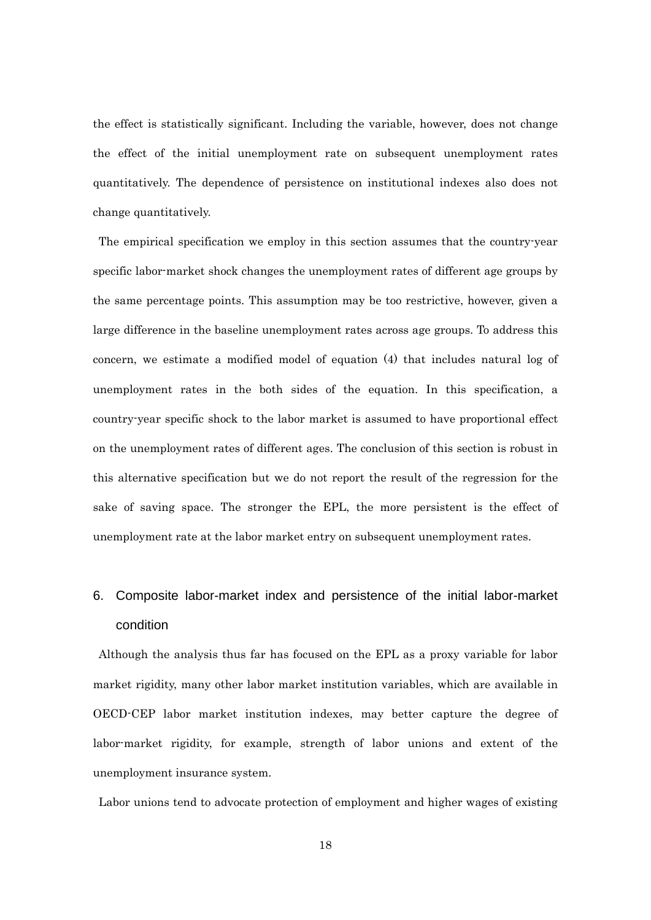the effect is statistically significant. Including the variable, however, does not change the effect of the initial unemployment rate on subsequent unemployment rates quantitatively. The dependence of persistence on institutional indexes also does not change quantitatively.

The empirical specification we employ in this section assumes that the country-year specific labor-market shock changes the unemployment rates of different age groups by the same percentage points. This assumption may be too restrictive, however, given a large difference in the baseline unemployment rates across age groups. To address this concern, we estimate a modified model of equation (4) that includes natural log of unemployment rates in the both sides of the equation. In this specification, a country-year specific shock to the labor market is assumed to have proportional effect on the unemployment rates of different ages. The conclusion of this section is robust in this alternative specification but we do not report the result of the regression for the sake of saving space. The stronger the EPL, the more persistent is the effect of unemployment rate at the labor market entry on subsequent unemployment rates.

## 6. Composite labor-market index and persistence of the initial labor-market condition

Although the analysis thus far has focused on the EPL as a proxy variable for labor market rigidity, many other labor market institution variables, which are available in OECD-CEP labor market institution indexes, may better capture the degree of labor-market rigidity, for example, strength of labor unions and extent of the unemployment insurance system.

Labor unions tend to advocate protection of employment and higher wages of existing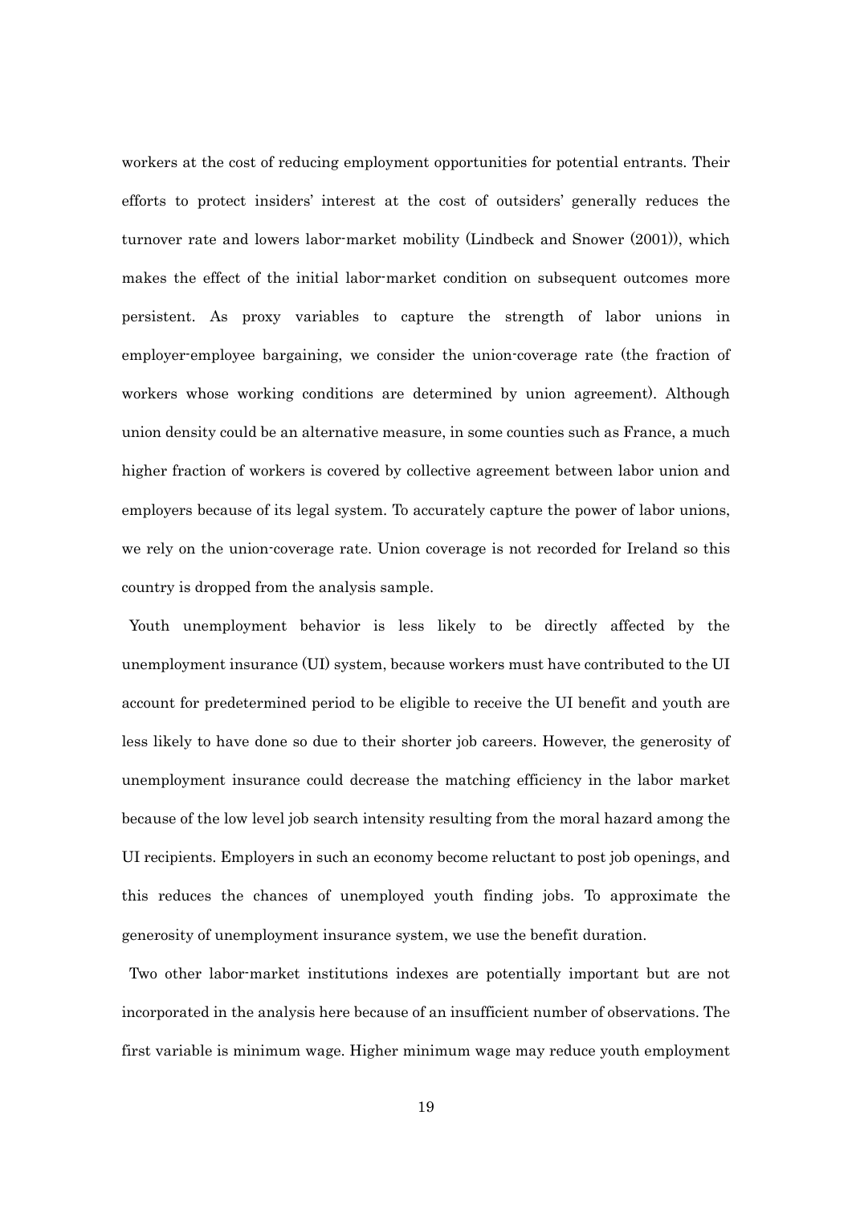workers at the cost of reducing employment opportunities for potential entrants. Their efforts to protect insiders' interest at the cost of outsiders' generally reduces the turnover rate and lowers labor-market mobility (Lindbeck and Snower (2001)), which makes the effect of the initial labor-market condition on subsequent outcomes more persistent. As proxy variables to capture the strength of labor unions in employer-employee bargaining, we consider the union-coverage rate (the fraction of workers whose working conditions are determined by union agreement). Although union density could be an alternative measure, in some counties such as France, a much higher fraction of workers is covered by collective agreement between labor union and employers because of its legal system. To accurately capture the power of labor unions, we rely on the union-coverage rate. Union coverage is not recorded for Ireland so this country is dropped from the analysis sample.

Youth unemployment behavior is less likely to be directly affected by the unemployment insurance (UI) system, because workers must have contributed to the UI account for predetermined period to be eligible to receive the UI benefit and youth are less likely to have done so due to their shorter job careers. However, the generosity of unemployment insurance could decrease the matching efficiency in the labor market because of the low level job search intensity resulting from the moral hazard among the UI recipients. Employers in such an economy become reluctant to post job openings, and this reduces the chances of unemployed youth finding jobs. To approximate the generosity of unemployment insurance system, we use the benefit duration.

Two other labor-market institutions indexes are potentially important but are not incorporated in the analysis here because of an insufficient number of observations. The first variable is minimum wage. Higher minimum wage may reduce youth employment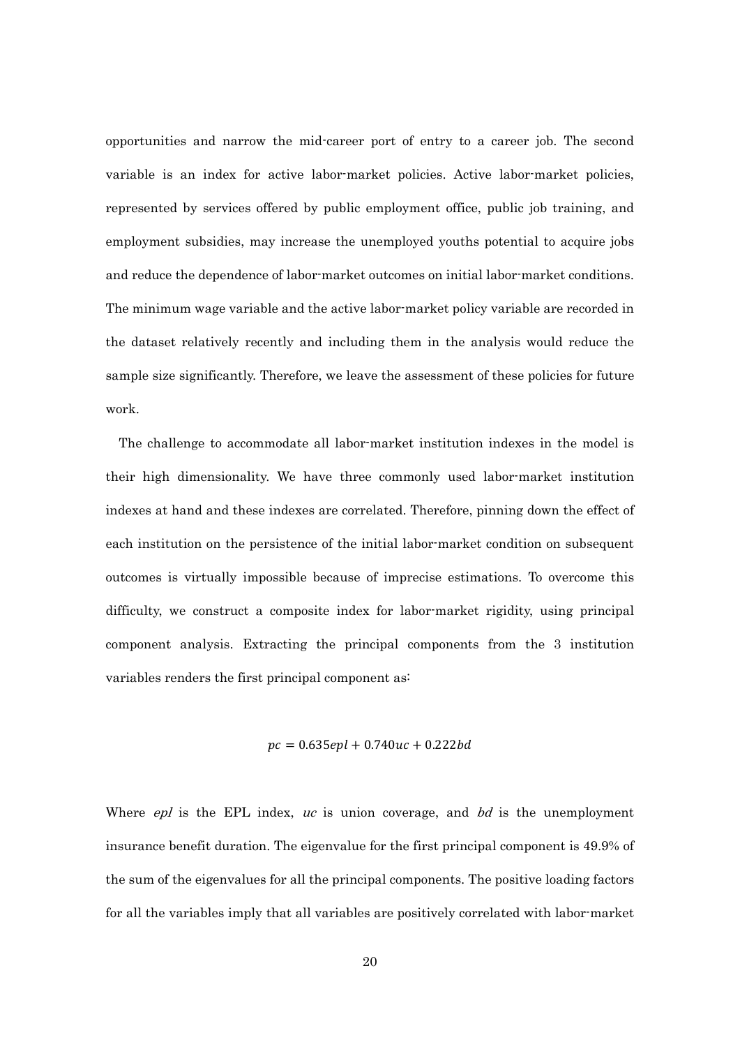opportunities and narrow the mid-career port of entry to a career job. The second variable is an index for active labor-market policies. Active labor-market policies, represented by services offered by public employment office, public job training, and employment subsidies, may increase the unemployed youths potential to acquire jobs and reduce the dependence of labor-market outcomes on initial labor-market conditions. The minimum wage variable and the active labor-market policy variable are recorded in the dataset relatively recently and including them in the analysis would reduce the sample size significantly. Therefore, we leave the assessment of these policies for future work.

The challenge to accommodate all labor-market institution indexes in the model is their high dimensionality. We have three commonly used labor-market institution indexes at hand and these indexes are correlated. Therefore, pinning down the effect of each institution on the persistence of the initial labor-market condition on subsequent outcomes is virtually impossible because of imprecise estimations. To overcome this difficulty, we construct a composite index for labor-market rigidity, using principal component analysis. Extracting the principal components from the 3 institution variables renders the first principal component as:

$$pc = 0.635epl + 0.740uc + 0.222bd$$

Where *epl* is the EPL index, *uc* is union coverage, and *bd* is the unemployment insurance benefit duration. The eigenvalue for the first principal component is 49.9% of the sum of the eigenvalues for all the principal components. The positive loading factors for all the variables imply that all variables are positively correlated with labor-market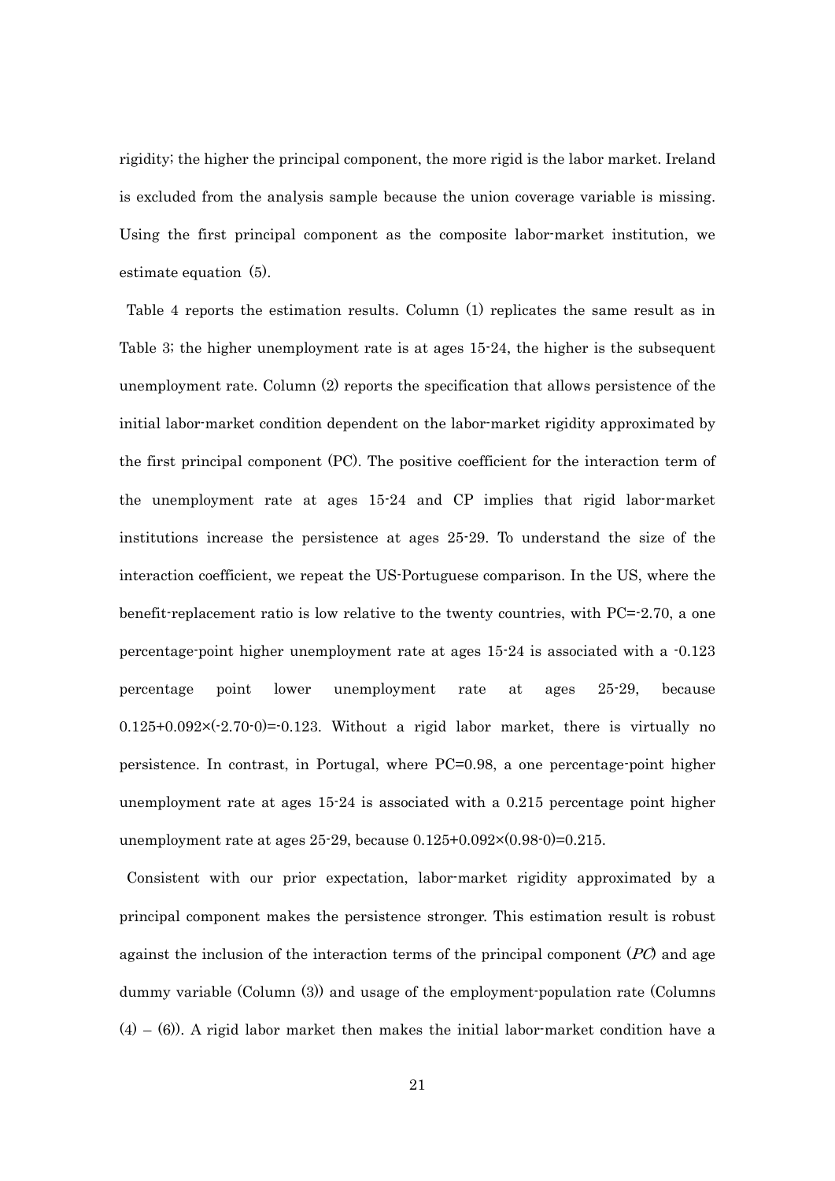rigidity; the higher the principal component, the more rigid is the labor market. Ireland is excluded from the analysis sample because the union coverage variable is missing. Using the first principal component as the composite labor-market institution, we estimate equation (5).

Table 4 reports the estimation results. Column (1) replicates the same result as in Table 3; the higher unemployment rate is at ages 15-24, the higher is the subsequent unemployment rate. Column (2) reports the specification that allows persistence of the initial labor-market condition dependent on the labor-market rigidity approximated by the first principal component (PC). The positive coefficient for the interaction term of the unemployment rate at ages 15-24 and CP implies that rigid labor-market institutions increase the persistence at ages 25-29. To understand the size of the interaction coefficient, we repeat the US-Portuguese comparison. In the US, where the benefit-replacement ratio is low relative to the twenty countries, with PC=-2.70, a one percentage-point higher unemployment rate at ages 15-24 is associated with a -0.123 percentage point lower unemployment rate at ages 25-29, because $0.125+0.092\times(-2.70-0)=-0.123$. Without a rigid labor market, there is virtually no persistence. In contrast, in Portugal, where PC=0.98, a one percentage-point higher unemployment rate at ages 15-24 is associated with a 0.215 percentage point higher unemployment rate at ages 25-29, because $0.125+0.092\times(0.98-0)=0.215$.

Consistent with our prior expectation, labor-market rigidity approximated by a principal component makes the persistence stronger. This estimation result is robust against the inclusion of the interaction terms of the principal component (*PC*) and age dummy variable (Column (3)) and usage of the employment-population rate (Columns (4) – (6)). A rigid labor market then makes the initial labor-market condition have a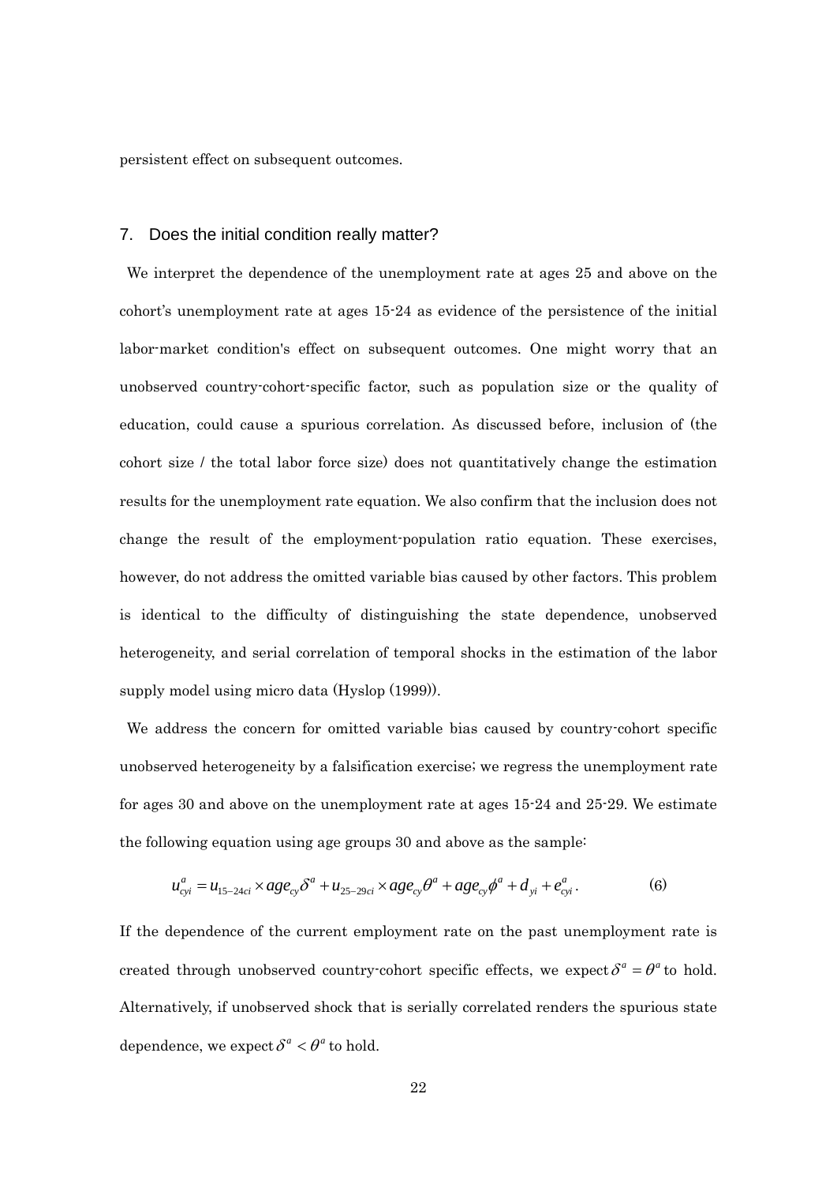persistent effect on subsequent outcomes.

## 7. Does the initial condition really matter?

We interpret the dependence of the unemployment rate at ages 25 and above on the cohort's unemployment rate at ages 15-24 as evidence of the persistence of the initial labor-market condition's effect on subsequent outcomes. One might worry that an unobserved country-cohort-specific factor, such as population size or the quality of education, could cause a spurious correlation. As discussed before, inclusion of (the cohort size / the total labor force size) does not quantitatively change the estimation results for the unemployment rate equation. We also confirm that the inclusion does not change the result of the employment-population ratio equation. These exercises, however, do not address the omitted variable bias caused by other factors. This problem is identical to the difficulty of distinguishing the state dependence, unobserved heterogeneity, and serial correlation of temporal shocks in the estimation of the labor supply model using micro data (Hyslop (1999)).

We address the concern for omitted variable bias caused by country-cohort specific unobserved heterogeneity by a falsification exercise; we regress the unemployment rate for ages 30 and above on the unemployment rate at ages 15-24 and 25-29. We estimate the following equation using age groups 30 and above as the sample:

$$u_{cyi}^{a} = u_{15-24ci} \times age_{cy}\delta^{a} + u_{25-29ci} \times age_{cy}\theta^{a} + age_{cy}\phi^{a} + d_{yi} + e_{cyi}^{a}. \qquad (6)$$

If the dependence of the current employment rate on the past unemployment rate is created through unobserved country-cohort specific effects, we expect $\delta^{a} = \theta^{a}$ to hold. Alternatively, if unobserved shock that is serially correlated renders the spurious state dependence, we expect $\delta^{a} < \theta^{a}$ to hold.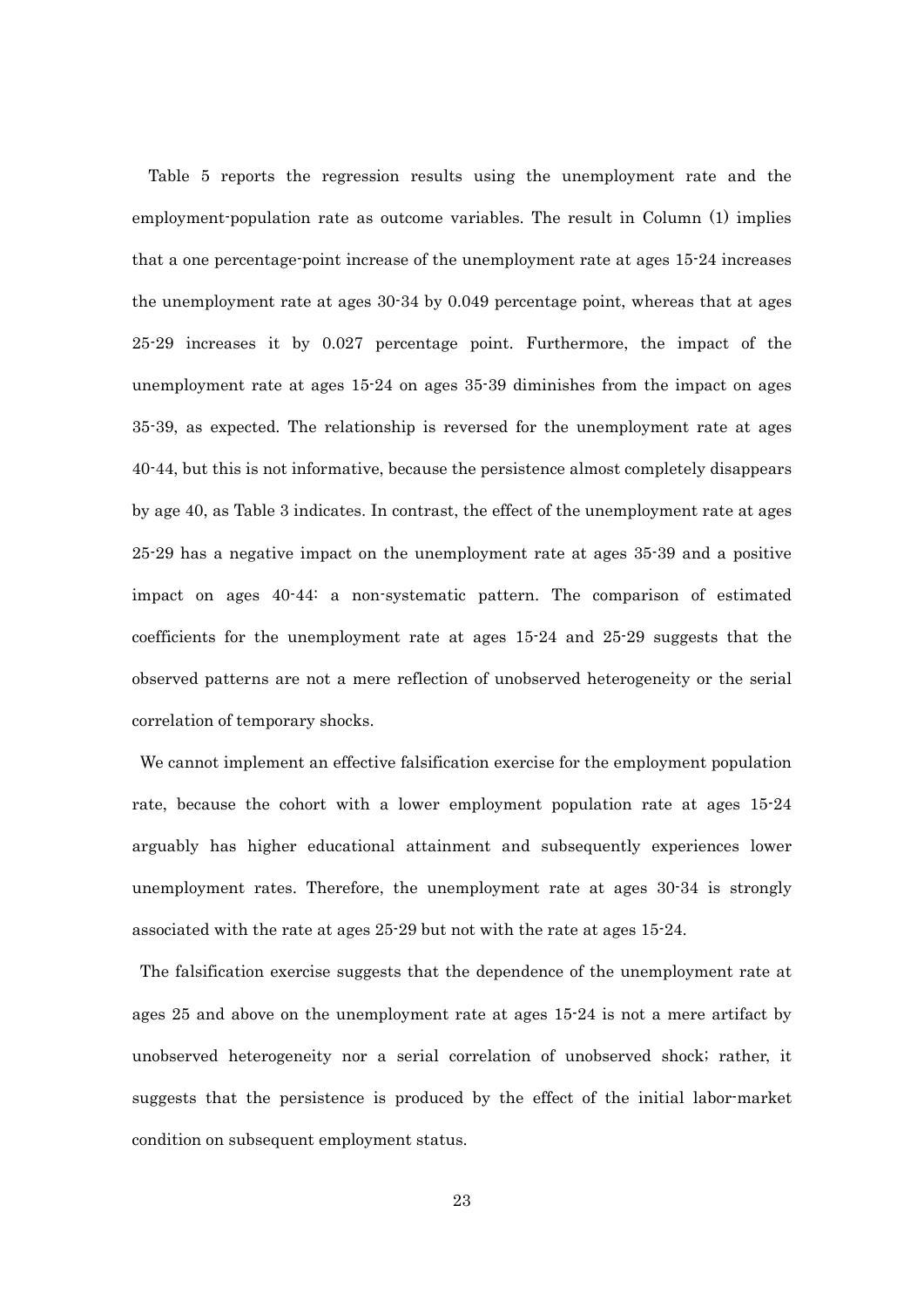Table 5 reports the regression results using the unemployment rate and the employment-population rate as outcome variables. The result in Column (1) implies that a one percentage-point increase of the unemployment rate at ages 15-24 increases the unemployment rate at ages 30-34 by 0.049 percentage point, whereas that at ages 25-29 increases it by 0.027 percentage point. Furthermore, the impact of the unemployment rate at ages 15-24 on ages 35-39 diminishes from the impact on ages 35-39, as expected. The relationship is reversed for the unemployment rate at ages 40-44, but this is not informative, because the persistence almost completely disappears by age 40, as Table 3 indicates. In contrast, the effect of the unemployment rate at ages 25-29 has a negative impact on the unemployment rate at ages 35-39 and a positive impact on ages 40-44: a non-systematic pattern. The comparison of estimated coefficients for the unemployment rate at ages 15-24 and 25-29 suggests that the observed patterns are not a mere reflection of unobserved heterogeneity or the serial correlation of temporary shocks.

We cannot implement an effective falsification exercise for the employment population rate, because the cohort with a lower employment population rate at ages 15-24 arguably has higher educational attainment and subsequently experiences lower unemployment rates. Therefore, the unemployment rate at ages 30-34 is strongly associated with the rate at ages 25-29 but not with the rate at ages 15-24.

The falsification exercise suggests that the dependence of the unemployment rate at ages 25 and above on the unemployment rate at ages 15-24 is not a mere artifact by unobserved heterogeneity nor a serial correlation of unobserved shock; rather, it suggests that the persistence is produced by the effect of the initial labor-market condition on subsequent employment status.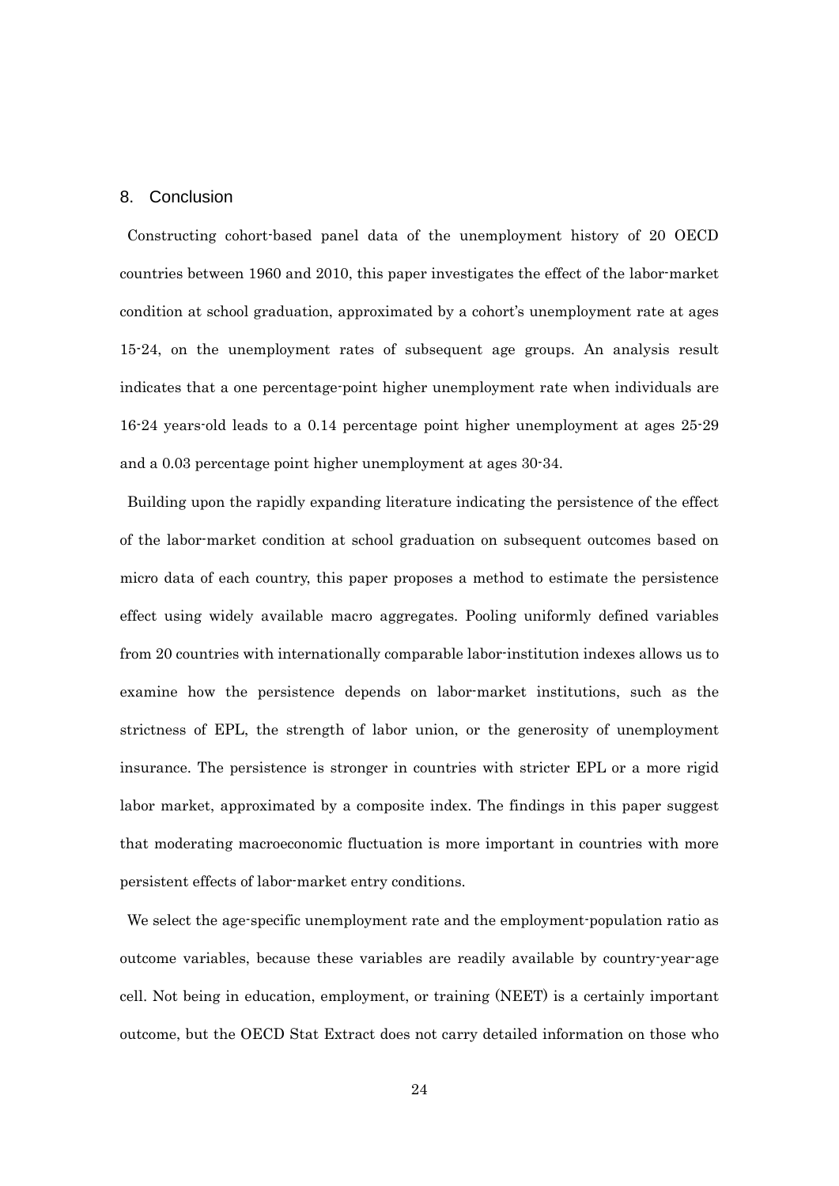## 8. Conclusion

Constructing cohort-based panel data of the unemployment history of 20 OECD countries between 1960 and 2010, this paper investigates the effect of the labor-market condition at school graduation, approximated by a cohort's unemployment rate at ages 15-24, on the unemployment rates of subsequent age groups. An analysis result indicates that a one percentage-point higher unemployment rate when individuals are 16-24 years-old leads to a 0.14 percentage point higher unemployment at ages 25-29 and a 0.03 percentage point higher unemployment at ages 30-34.

Building upon the rapidly expanding literature indicating the persistence of the effect of the labor-market condition at school graduation on subsequent outcomes based on micro data of each country, this paper proposes a method to estimate the persistence effect using widely available macro aggregates. Pooling uniformly defined variables from 20 countries with internationally comparable labor-institution indexes allows us to examine how the persistence depends on labor-market institutions, such as the strictness of EPL, the strength of labor union, or the generosity of unemployment insurance. The persistence is stronger in countries with stricter EPL or a more rigid labor market, approximated by a composite index. The findings in this paper suggest that moderating macroeconomic fluctuation is more important in countries with more persistent effects of labor-market entry conditions.

We select the age-specific unemployment rate and the employment-population ratio as outcome variables, because these variables are readily available by country-year-age cell. Not being in education, employment, or training (NEET) is a certainly important outcome, but the OECD Stat Extract does not carry detailed information on those who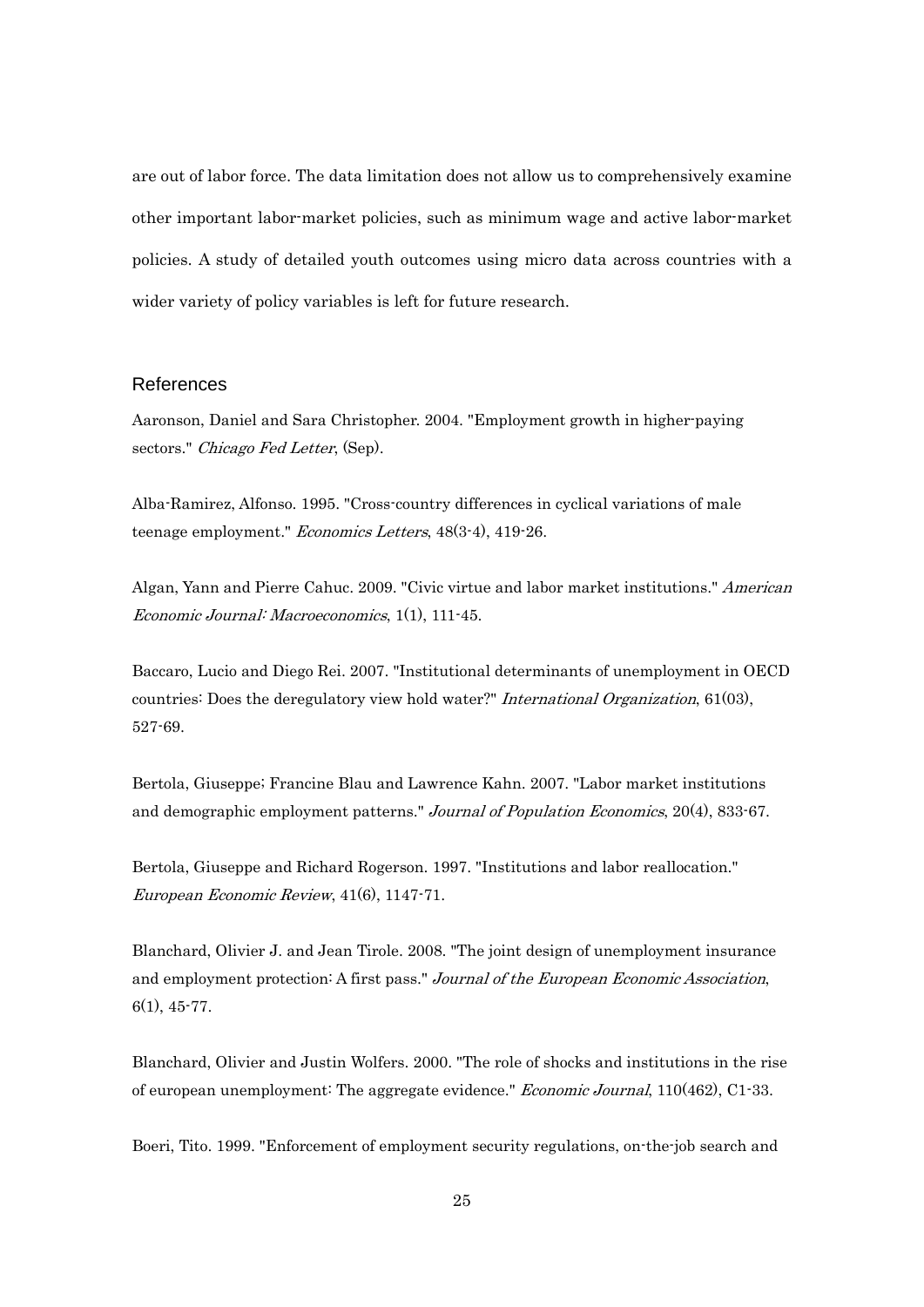are out of labor force. The data limitation does not allow us to comprehensively examine other important labor-market policies, such as minimum wage and active labor-market policies. A study of detailed youth outcomes using micro data across countries with a wider variety of policy variables is left for future research.

## References

Aaronson, Daniel and Sara Christopher. 2004. "Employment growth in higher-paying sectors." *Chicago Fed Letter*, (Sep).

Alba-Ramirez, Alfonso. 1995. "Cross-country differences in cyclical variations of male teenage employment." *Economics Letters*, 48(3-4), 419-26.

Algan, Yann and Pierre Cahuc. 2009. "Civic virtue and labor market institutions." *American Economic Journal: Macroeconomics*, 1(1), 111-45.

Baccaro, Lucio and Diego Rei. 2007. "Institutional determinants of unemployment in OECD countries: Does the deregulatory view hold water?" *International Organization*, 61(03), 527-69.

Bertola, Giuseppe; Francine Blau and Lawrence Kahn. 2007. "Labor market institutions and demographic employment patterns." *Journal of Population Economics*, 20(4), 833-67.

Bertola, Giuseppe and Richard Rogerson. 1997. "Institutions and labor reallocation." *European Economic Review*, 41(6), 1147-71.

Blanchard, Olivier J. and Jean Tirole. 2008. "The joint design of unemployment insurance and employment protection: A first pass." *Journal of the European Economic Association*, 6(1), 45-77.

Blanchard, Olivier and Justin Wolfers. 2000. "The role of shocks and institutions in the rise of european unemployment: The aggregate evidence." *Economic Journal*, 110(462), C1-33.

Boeri, Tito. 1999. "Enforcement of employment security regulations, on-the-job search and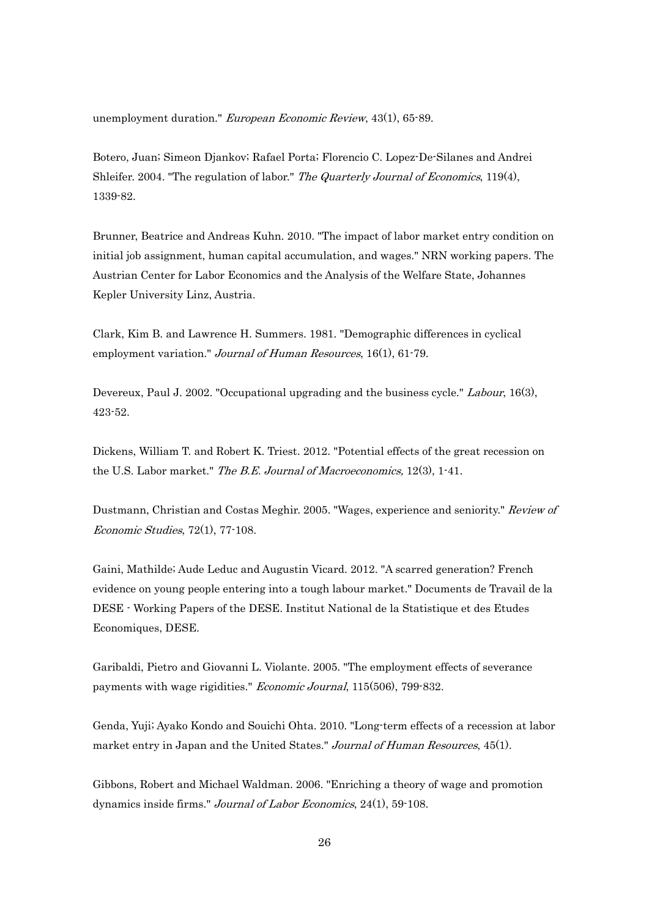unemployment duration." *European Economic Review*, 43(1), 65-89.

Botero, Juan; Simeon Djankov; Rafael Porta; Florencio C. Lopez-De-Silanes and Andrei Shleifer. 2004. "The regulation of labor." *The Quarterly Journal of Economics*, 119(4), 1339-82.

Brunner, Beatrice and Andreas Kuhn. 2010. "The impact of labor market entry condition on initial job assignment, human capital accumulation, and wages." NRN working papers. The Austrian Center for Labor Economics and the Analysis of the Welfare State, Johannes Kepler University Linz, Austria.

Clark, Kim B. and Lawrence H. Summers. 1981. "Demographic differences in cyclical employment variation." *Journal of Human Resources*, 16(1), 61-79.

Devereux, Paul J. 2002. "Occupational upgrading and the business cycle." *Labour*, 16(3), 423-52.

Dickens, William T. and Robert K. Triest. 2012. "Potential effects of the great recession on the U.S. Labor market." *The B.E. Journal of Macroeconomics,* 12(3), 1-41.

Dustmann, Christian and Costas Meghir. 2005. "Wages, experience and seniority." *Review of Economic Studies*, 72(1), 77-108.

Gaini, Mathilde; Aude Leduc and Augustin Vicard. 2012. "A scarred generation? French evidence on young people entering into a tough labour market." Documents de Travail de la DESE - Working Papers of the DESE. Institut National de la Statistique et des Etudes Economiques, DESE.

Garibaldi, Pietro and Giovanni L. Violante. 2005. "The employment effects of severance payments with wage rigidities." *Economic Journal*, 115(506), 799-832.

Genda, Yuji; Ayako Kondo and Souichi Ohta. 2010. "Long-term effects of a recession at labor market entry in Japan and the United States." *Journal of Human Resources*, 45(1).

Gibbons, Robert and Michael Waldman. 2006. "Enriching a theory of wage and promotion dynamics inside firms." *Journal of Labor Economics*, 24(1), 59-108.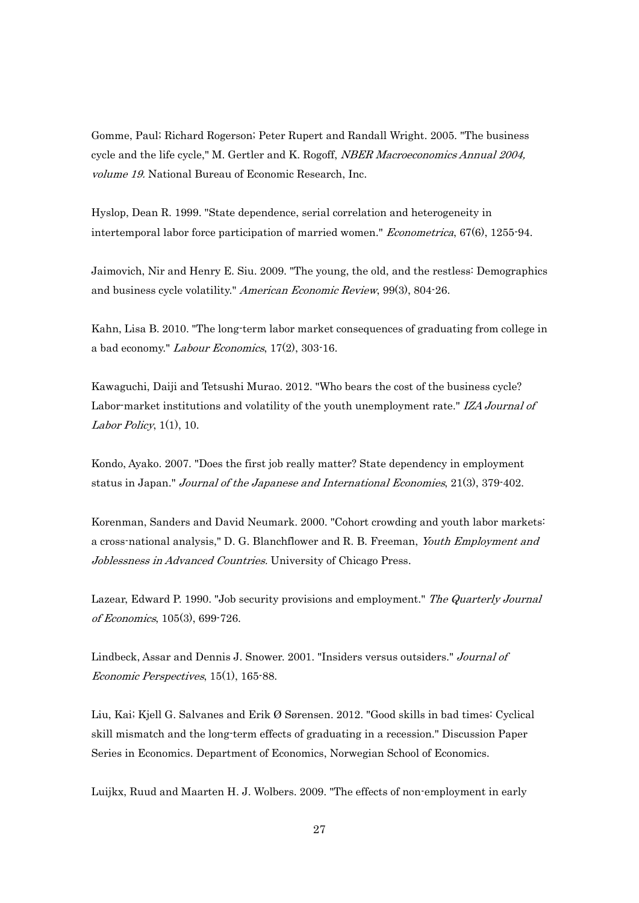Gomme, Paul; Richard Rogerson; Peter Rupert and Randall Wright. 2005. "The business cycle and the life cycle," M. Gertler and K. Rogoff, *NBER Macroeconomics Annual 2004, volume 19.* National Bureau of Economic Research, Inc.

Hyslop, Dean R. 1999. "State dependence, serial correlation and heterogeneity in intertemporal labor force participation of married women." *Econometrica*, 67(6), 1255-94.

Jaimovich, Nir and Henry E. Siu. 2009. "The young, the old, and the restless: Demographics and business cycle volatility." *American Economic Review*, 99(3), 804-26.

Kahn, Lisa B. 2010. "The long-term labor market consequences of graduating from college in a bad economy." *Labour Economics*, 17(2), 303-16.

Kawaguchi, Daiji and Tetsushi Murao. 2012. "Who bears the cost of the business cycle? Labor-market institutions and volatility of the youth unemployment rate." *IZA Journal of Labor Policy*, 1(1), 10.

Kondo, Ayako. 2007. "Does the first job really matter? State dependency in employment status in Japan." *Journal of the Japanese and International Economies*, 21(3), 379-402.

Korenman, Sanders and David Neumark. 2000. "Cohort crowding and youth labor markets: a cross-national analysis," D. G. Blanchflower and R. B. Freeman, *Youth Employment and Joblessness in Advanced Countries.* University of Chicago Press.

Lazear, Edward P. 1990. "Job security provisions and employment." *The Quarterly Journal of Economics*, 105(3), 699-726.

Lindbeck, Assar and Dennis J. Snower. 2001. "Insiders versus outsiders." *Journal of Economic Perspectives*, 15(1), 165-88.

Liu, Kai; Kjell G. Salvanes and Erik Ø Sørensen. 2012. "Good skills in bad times: Cyclical skill mismatch and the long-term effects of graduating in a recession." Discussion Paper Series in Economics. Department of Economics, Norwegian School of Economics.

Luijkx, Ruud and Maarten H. J. Wolbers. 2009. "The effects of non-employment in early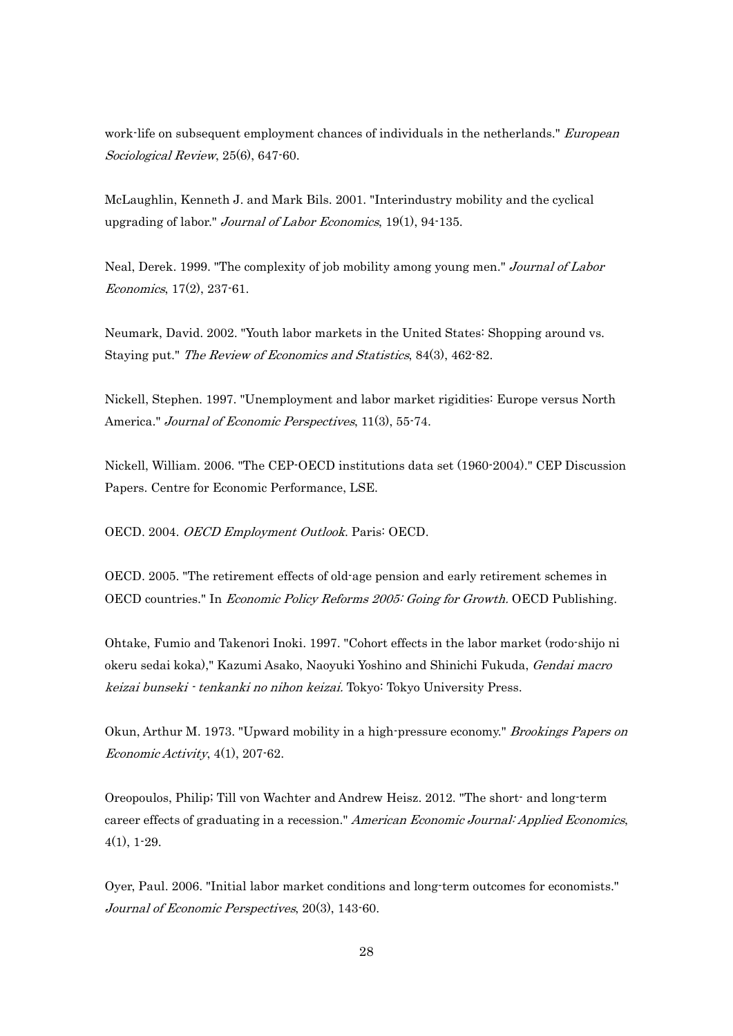work-life on subsequent employment chances of individuals in the netherlands." *European Sociological Review*, 25(6), 647-60.

McLaughlin, Kenneth J. and Mark Bils. 2001. "Interindustry mobility and the cyclical upgrading of labor." *Journal of Labor Economics*, 19(1), 94-135.

Neal, Derek. 1999. "The complexity of job mobility among young men." *Journal of Labor Economics*, 17(2), 237-61.

Neumark, David. 2002. "Youth labor markets in the United States: Shopping around vs. Staying put." *The Review of Economics and Statistics*, 84(3), 462-82.

Nickell, Stephen. 1997. "Unemployment and labor market rigidities: Europe versus North America." *Journal of Economic Perspectives*, 11(3), 55-74.

Nickell, William. 2006. "The CEP-OECD institutions data set (1960-2004)." CEP Discussion Papers. Centre for Economic Performance, LSE.

OECD. 2004. *OECD Employment Outlook*. Paris: OECD.

OECD. 2005. "The retirement effects of old-age pension and early retirement schemes in OECD countries." In *Economic Policy Reforms 2005: Going for Growth.* OECD Publishing.

Ohtake, Fumio and Takenori Inoki. 1997. "Cohort effects in the labor market (rodo-shijo ni okeru sedai koka)," Kazumi Asako, Naoyuki Yoshino and Shinichi Fukuda, *Gendai macro keizai bunseki - tenkanki no nihon keizai.* Tokyo: Tokyo University Press.

Okun, Arthur M. 1973. "Upward mobility in a high-pressure economy." *Brookings Papers on Economic Activity*, 4(1), 207-62.

Oreopoulos, Philip; Till von Wachter and Andrew Heisz. 2012. "The short- and long-term career effects of graduating in a recession." *American Economic Journal: Applied Economics*, 4(1), 1-29.

Oyer, Paul. 2006. "Initial labor market conditions and long-term outcomes for economists." *Journal of Economic Perspectives*, 20(3), 143-60.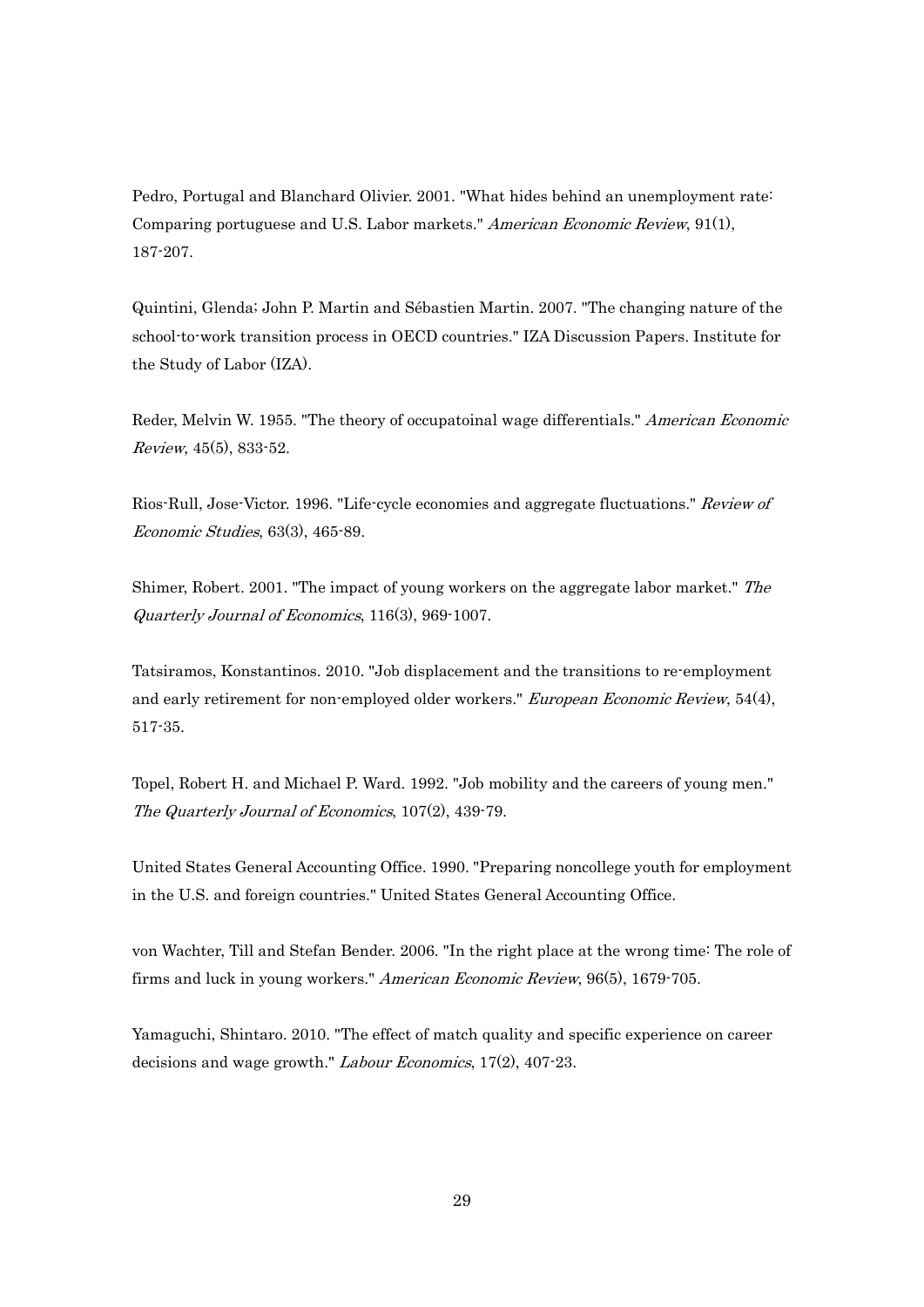Pedro, Portugal and Blanchard Olivier. 2001. "What hides behind an unemployment rate: Comparing portuguese and U.S. Labor markets." *American Economic Review*, 91(1), 187-207.

Quintini, Glenda; John P. Martin and Sébastien Martin. 2007. "The changing nature of the school-to-work transition process in OECD countries." IZA Discussion Papers. Institute for the Study of Labor (IZA).

Reder, Melvin W. 1955. "The theory of occupatoinal wage differentials." *American Economic Review*, 45(5), 833-52.

Rios-Rull, Jose-Victor. 1996. "Life-cycle economies and aggregate fluctuations." *Review of Economic Studies*, 63(3), 465-89.

Shimer, Robert. 2001. "The impact of young workers on the aggregate labor market." *The Quarterly Journal of Economics*, 116(3), 969-1007.

Tatsiramos, Konstantinos. 2010. "Job displacement and the transitions to re-employment and early retirement for non-employed older workers." *European Economic Review*, 54(4), 517-35.

Topel, Robert H. and Michael P. Ward. 1992. "Job mobility and the careers of young men." *The Quarterly Journal of Economics*, 107(2), 439-79.

United States General Accounting Office. 1990. "Preparing noncollege youth for employment in the U.S. and foreign countries." United States General Accounting Office.

von Wachter, Till and Stefan Bender. 2006. "In the right place at the wrong time: The role of firms and luck in young workers." *American Economic Review*, 96(5), 1679-705.

Yamaguchi, Shintaro. 2010. "The effect of match quality and specific experience on career decisions and wage growth." *Labour Economics*, 17(2), 407-23.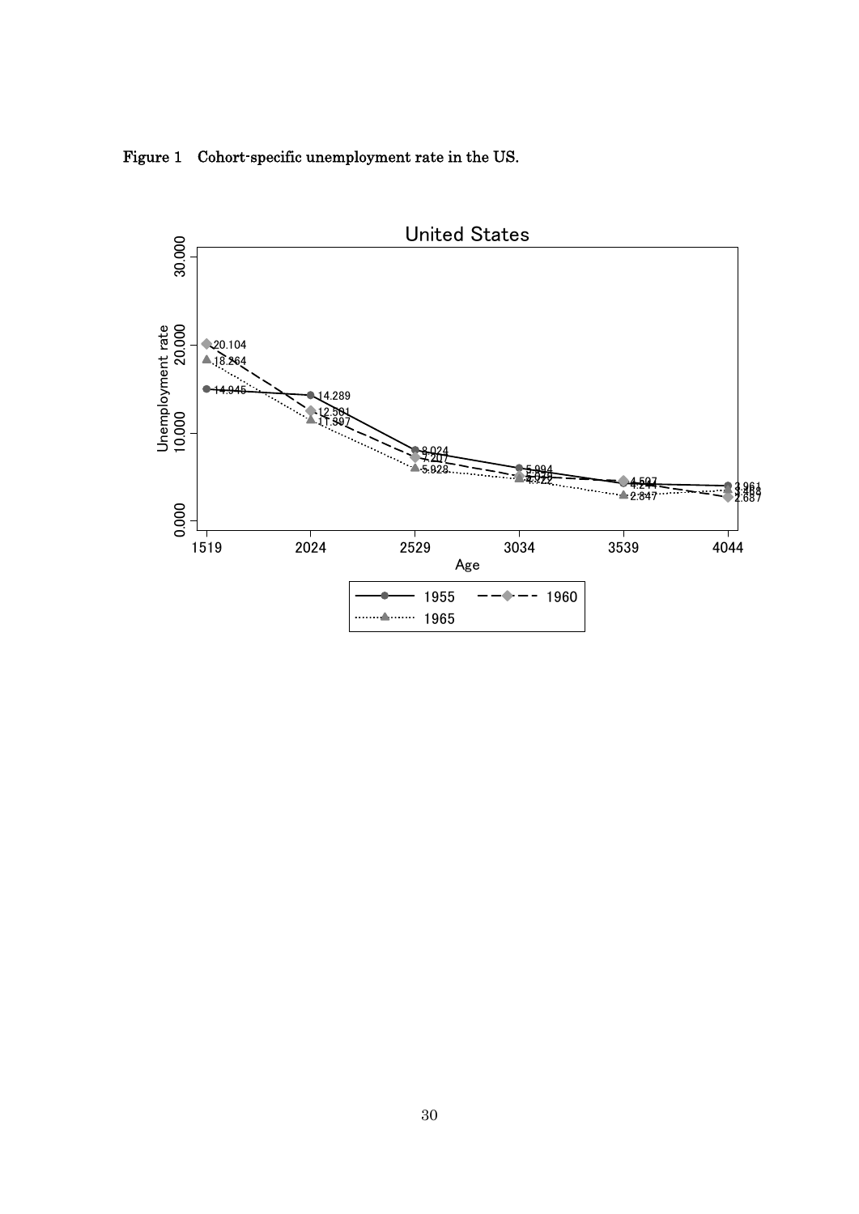**Figure 1　Cohort-specific unemployment rate in the US.**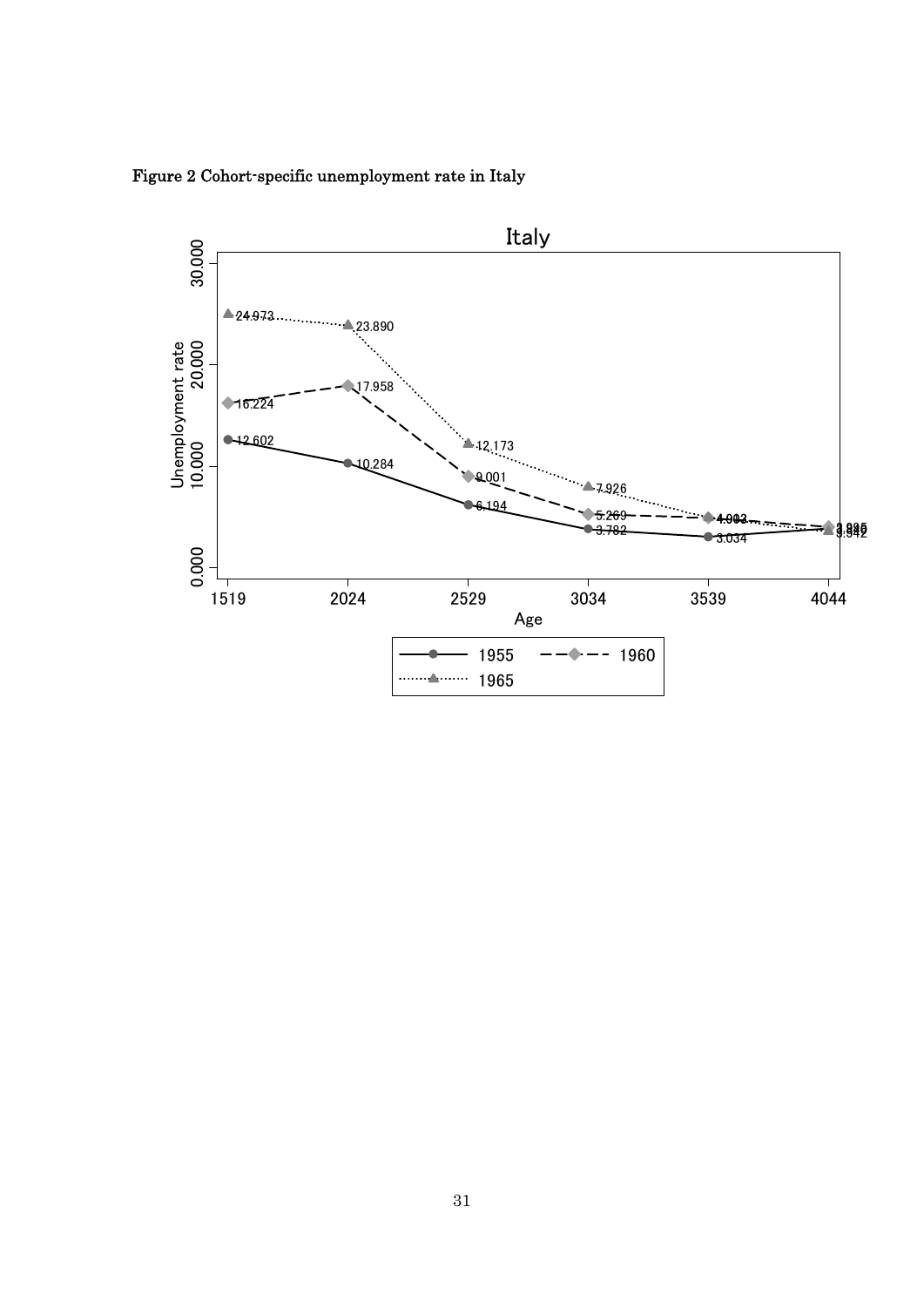**Figure 2 Cohort-specific unemployment rate in Italy**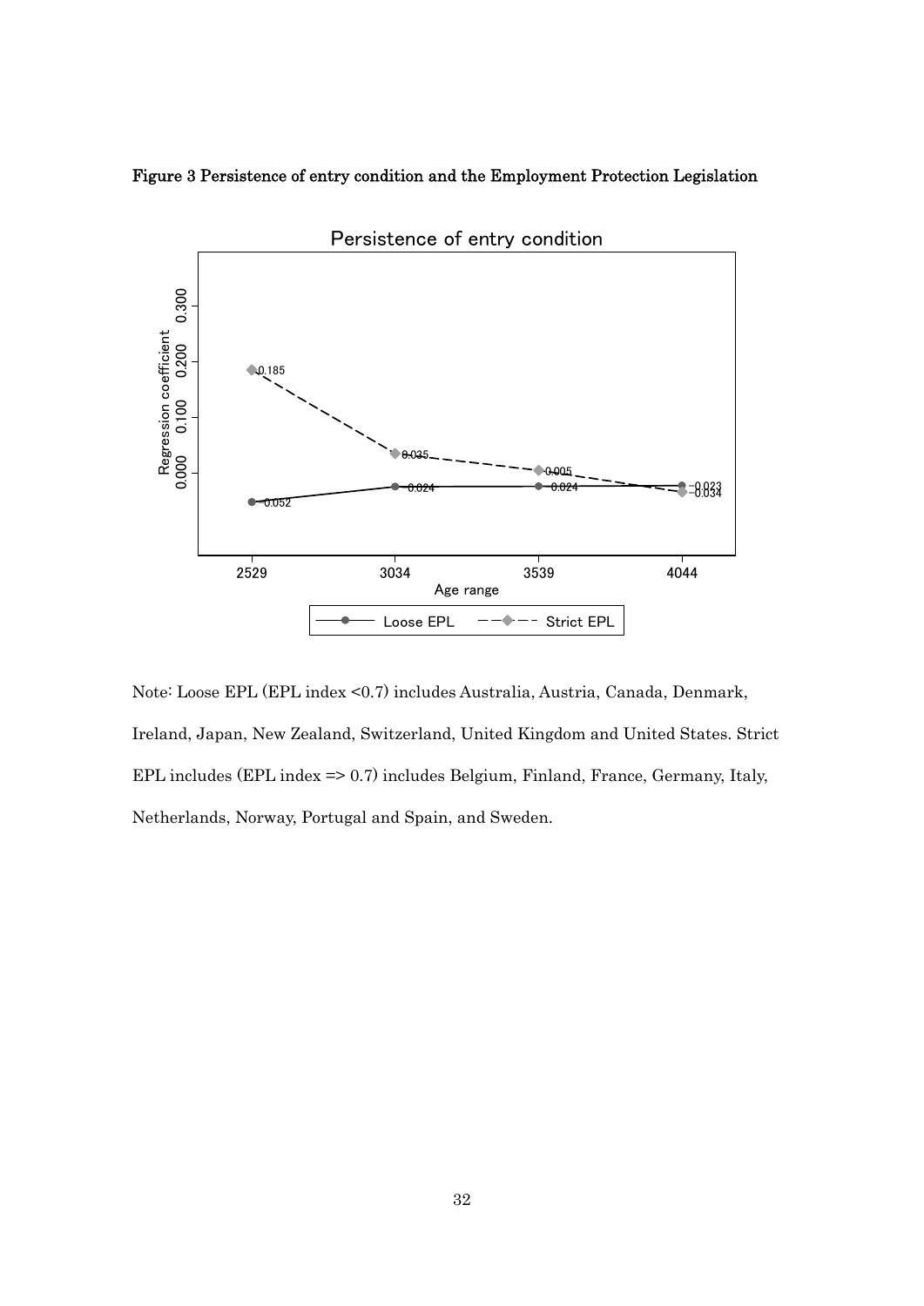**Figure 3 Persistence of entry condition and the Employment Protection Legislation**

Note: Loose EPL (EPL index <0.7) includes Australia, Austria, Canada, Denmark, Ireland, Japan, New Zealand, Switzerland, United Kingdom and United States. Strict EPL includes (EPL index => 0.7) includes Belgium, Finland, France, Germany, Italy, Netherlands, Norway, Portugal and Spain, and Sweden.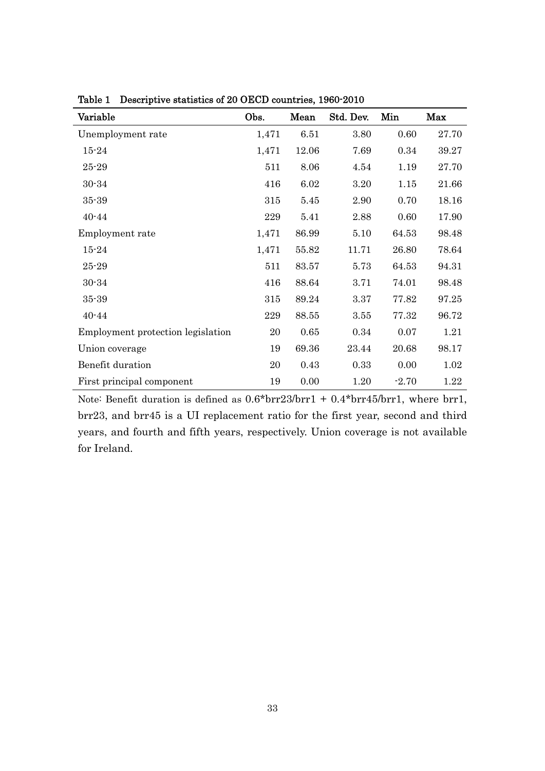Table 1 Descriptive statistics of 20 OECD countries, 1960-2010

| Variable | Obs. | Mean | Std. Dev. | Min | Max |
|---|---|---|---|---|---|
| Unemployment rate | 1,471 | 6.51 | 3.80 | 0.60 | 27.70 |
| 15-24 | 1,471 | 12.06 | 7.69 | 0.34 | 39.27 |
| 25-29 | 511 | 8.06 | 4.54 | 1.19 | 27.70 |
| 30-34 | 416 | 6.02 | 3.20 | 1.15 | 21.66 |
| 35-39 | 315 | 5.45 | 2.90 | 0.70 | 18.16 |
| 40-44 | 229 | 5.41 | 2.88 | 0.60 | 17.90 |
| Employment rate | 1,471 | 86.99 | 5.10 | 64.53 | 98.48 |
| 15-24 | 1,471 | 55.82 | 11.71 | 26.80 | 78.64 |
| 25-29 | 511 | 83.57 | 5.73 | 64.53 | 94.31 |
| 30-34 | 416 | 88.64 | 3.71 | 74.01 | 98.48 |
| 35-39 | 315 | 89.24 | 3.37 | 77.82 | 97.25 |
| 40-44 | 229 | 88.55 | 3.55 | 77.32 | 96.72 |
| Employment protection legislation | 20 | 0.65 | 0.34 | 0.07 | 1.21 |
| Union coverage | 19 | 69.36 | 23.44 | 20.68 | 98.17 |
| Benefit duration | 20 | 0.43 | 0.33 | 0.00 | 1.02 |
| First principal component | 19 | 0.00 | 1.20 | -2.70 | 1.22 |

Note: Benefit duration is defined as 0.6*brr23/brr1 + 0.4*brr45/brr1, where brr1, brr23, and brr45 is a UI replacement ratio for the first year, second and third years, and fourth and fifth years, respectively. Union coverage is not available for Ireland.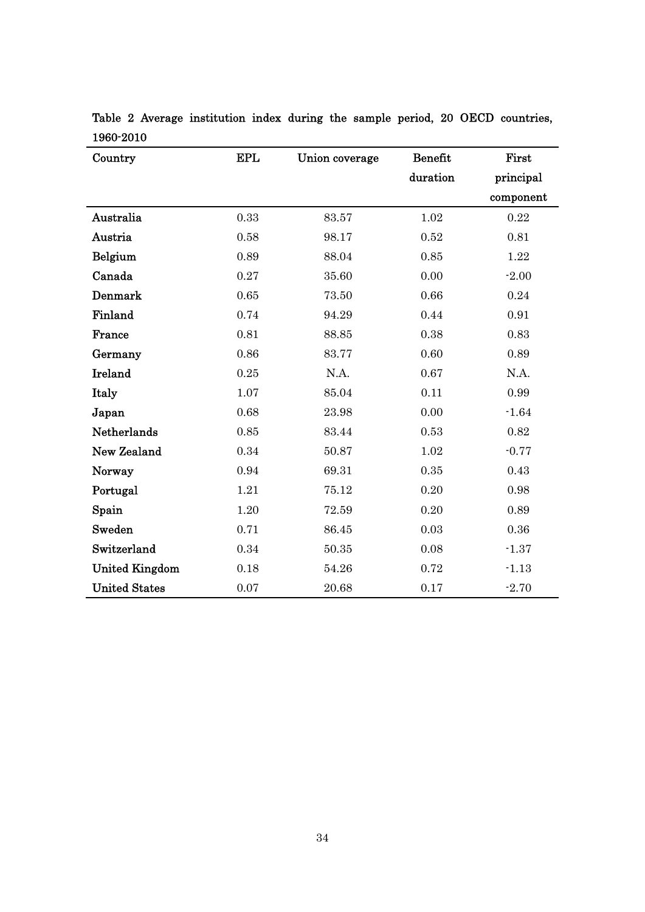Table 2 Average institution index during the sample period, 20 OECD countries, 1960-2010

| Country | EPL | Union coverage | Benefit duration | First principal component |
|---|---|---|---|---|
| Australia | 0.33 | 83.57 | 1.02 | 0.22 |
| Austria | 0.58 | 98.17 | 0.52 | 0.81 |
| Belgium | 0.89 | 88.04 | 0.85 | 1.22 |
| Canada | 0.27 | 35.60 | 0.00 | -2.00 |
| Denmark | 0.65 | 73.50 | 0.66 | 0.24 |
| Finland | 0.74 | 94.29 | 0.44 | 0.91 |
| France | 0.81 | 88.85 | 0.38 | 0.83 |
| Germany | 0.86 | 83.77 | 0.60 | 0.89 |
| Ireland | 0.25 | N.A. | 0.67 | N.A. |
| Italy | 1.07 | 85.04 | 0.11 | 0.99 |
| Japan | 0.68 | 23.98 | 0.00 | -1.64 |
| Netherlands | 0.85 | 83.44 | 0.53 | 0.82 |
| New Zealand | 0.34 | 50.87 | 1.02 | -0.77 |
| Norway | 0.94 | 69.31 | 0.35 | 0.43 |
| Portugal | 1.21 | 75.12 | 0.20 | 0.98 |
| Spain | 1.20 | 72.59 | 0.20 | 0.89 |
| Sweden | 0.71 | 86.45 | 0.03 | 0.36 |
| Switzerland | 0.34 | 50.35 | 0.08 | -1.37 |
| United Kingdom | 0.18 | 54.26 | 0.72 | -1.13 |
| United States | 0.07 | 20.68 | 0.17 | -2.70 |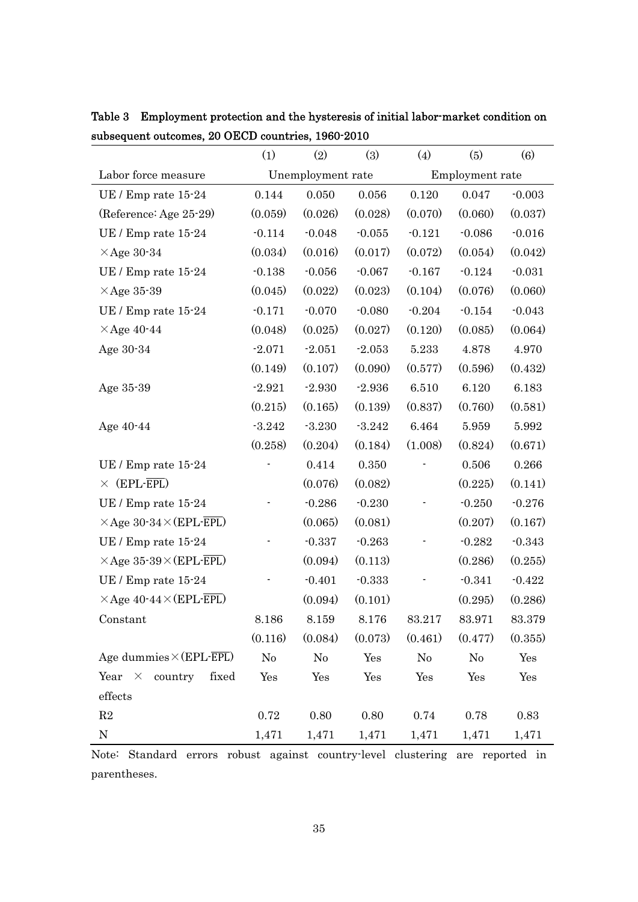**Table 3 Employment protection and the hysteresis of initial labor-market condition on subsequent outcomes, 20 OECD countries, 1960-2010**

| | (1) | (2) | (3) | (4) | (5) | (6) |
|---|---|---|---|---|---|---|
| Labor force measure | Unemployment rate | | | Employment rate | | |
| UE / Emp rate 15-24 | 0.144 | 0.050 | 0.056 | 0.120 | 0.047 | -0.003 |
| (Reference: Age 25-29) | (0.059) | (0.026) | (0.028) | (0.070) | (0.060) | (0.037) |
| UE / Emp rate 15-24 | -0.114 | -0.048 | -0.055 | -0.121 | -0.086 | -0.016 |
| ×Age 30-34 | (0.034) | (0.016) | (0.017) | (0.072) | (0.054) | (0.042) |
| UE / Emp rate 15-24 | -0.138 | -0.056 | -0.067 | -0.167 | -0.124 | -0.031 |
| ×Age 35-39 | (0.045) | (0.022) | (0.023) | (0.104) | (0.076) | (0.060) |
| UE / Emp rate 15-24 | -0.171 | -0.070 | -0.080 | -0.204 | -0.154 | -0.043 |
| ×Age 40-44 | (0.048) | (0.025) | (0.027) | (0.120) | (0.085) | (0.064) |
| Age 30-34 | -2.071 | -2.051 | -2.053 | 5.233 | 4.878 | 4.970 |
| | (0.149) | (0.107) | (0.090) | (0.577) | (0.596) | (0.432) |
| Age 35-39 | -2.921 | -2.930 | -2.936 | 6.510 | 6.120 | 6.183 |
| | (0.215) | (0.165) | (0.139) | (0.837) | (0.760) | (0.581) |
| Age 40-44 | -3.242 | -3.230 | -3.242 | 6.464 | 5.959 | 5.992 |
| | (0.258) | (0.204) | (0.184) | (1.008) | (0.824) | (0.671) |
| UE / Emp rate 15-24 | - | 0.414 | 0.350 | - | 0.506 | 0.266 |
| × $(EPL-\overline{EPL})$ | | (0.076) | (0.082) | | (0.225) | (0.141) |
| UE / Emp rate 15-24 | - | -0.286 | -0.230 | - | -0.250 | -0.276 |
| ×Age 30-34× $(EPL-\overline{EPL})$ | | (0.065) | (0.081) | | (0.207) | (0.167) |
| UE / Emp rate 15-24 | - | -0.337 | -0.263 | - | -0.282 | -0.343 |
| ×Age 35-39× $(EPL-\overline{EPL})$ | | (0.094) | (0.113) | | (0.286) | (0.255) |
| UE / Emp rate 15-24 | - | -0.401 | -0.333 | - | -0.341 | -0.422 |
| ×Age 40-44× $(EPL-\overline{EPL})$ | | (0.094) | (0.101) | | (0.295) | (0.286) |
| Constant | 8.186 | 8.159 | 8.176 | 83.217 | 83.971 | 83.379 |
| | (0.116) | (0.084) | (0.073) | (0.461) | (0.477) | (0.355) |
| Age dummies× $(EPL-\overline{EPL})$ | No | No | Yes | No | No | Yes |
| Year × country fixed effects | Yes | Yes | Yes | Yes | Yes | Yes |
| R2 | 0.72 | 0.80 | 0.80 | 0.74 | 0.78 | 0.83 |
| N | 1,471 | 1,471 | 1,471 | 1,471 | 1,471 | 1,471 |

Note: Standard errors robust against country-level clustering are reported in parentheses.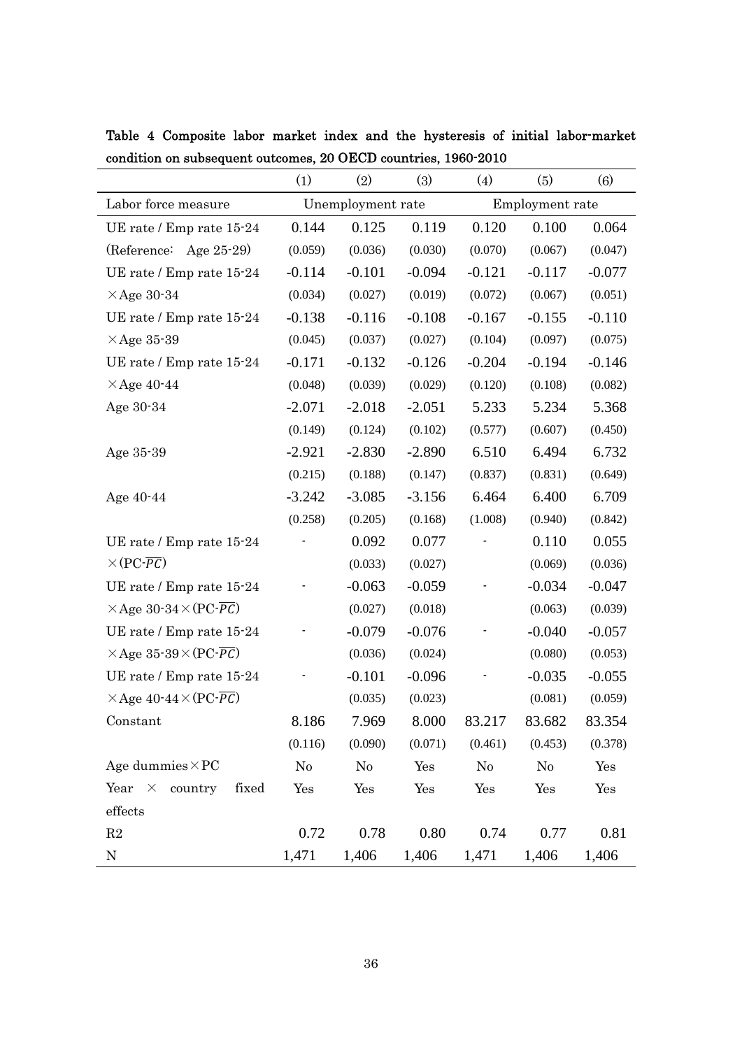Table 4 Composite labor market index and the hysteresis of initial labor-market condition on subsequent outcomes, 20 OECD countries, 1960-2010

| | (1) | (2) | (3) | (4) | (5) | (6) |
|---|---|---|---|---|---|---|
| Labor force measure | Unemployment rate | | | Employment rate | | |
| UE rate / Emp rate 15-24 | 0.144 | 0.125 | 0.119 | 0.120 | 0.100 | 0.064 |
| (Reference:  Age 25-29) | (0.059) | (0.036) | (0.030) | (0.070) | (0.067) | (0.047) |
| UE rate / Emp rate 15-24 | -0.114 | -0.101 | -0.094 | -0.121 | -0.117 | -0.077 |
| ×Age 30-34 | (0.034) | (0.027) | (0.019) | (0.072) | (0.067) | (0.051) |
| UE rate / Emp rate 15-24 | -0.138 | -0.116 | -0.108 | -0.167 | -0.155 | -0.110 |
| ×Age 35-39 | (0.045) | (0.037) | (0.027) | (0.104) | (0.097) | (0.075) |
| UE rate / Emp rate 15-24 | -0.171 | -0.132 | -0.126 | -0.204 | -0.194 | -0.146 |
| ×Age 40-44 | (0.048) | (0.039) | (0.029) | (0.120) | (0.108) | (0.082) |
| Age 30-34 | -2.071 | -2.018 | -2.051 | 5.233 | 5.234 | 5.368 |
| | (0.149) | (0.124) | (0.102) | (0.577) | (0.607) | (0.450) |
| Age 35-39 | -2.921 | -2.830 | -2.890 | 6.510 | 6.494 | 6.732 |
| | (0.215) | (0.188) | (0.147) | (0.837) | (0.831) | (0.649) |
| Age 40-44 | -3.242 | -3.085 | -3.156 | 6.464 | 6.400 | 6.709 |
| | (0.258) | (0.205) | (0.168) | (1.008) | (0.940) | (0.842) |
| UE rate / Emp rate 15-24 | - | 0.092 | 0.077 | - | 0.110 | 0.055 |
| ×(PC-$\overline{PC}$) | | (0.033) | (0.027) | | (0.069) | (0.036) |
| UE rate / Emp rate 15-24 | - | -0.063 | -0.059 | - | -0.034 | -0.047 |
| ×Age 30-34×(PC-$\overline{PC}$) | | (0.027) | (0.018) | | (0.063) | (0.039) |
| UE rate / Emp rate 15-24 | - | -0.079 | -0.076 | - | -0.040 | -0.057 |
| ×Age 35-39×(PC-$\overline{PC}$) | | (0.036) | (0.024) | | (0.080) | (0.053) |
| UE rate / Emp rate 15-24 | - | -0.101 | -0.096 | - | -0.035 | -0.055 |
| ×Age 40-44×(PC-$\overline{PC}$) | | (0.035) | (0.023) | | (0.081) | (0.059) |
| Constant | 8.186 | 7.969 | 8.000 | 83.217 | 83.682 | 83.354 |
| | (0.116) | (0.090) | (0.071) | (0.461) | (0.453) | (0.378) |
| Age dummies×PC | No | No | Yes | No | No | Yes |
| Year × country fixed effects | Yes | Yes | Yes | Yes | Yes | Yes |
| R2 | 0.72 | 0.78 | 0.80 | 0.74 | 0.77 | 0.81 |
| N | 1,471 | 1,406 | 1,406 | 1,471 | 1,406 | 1,406 |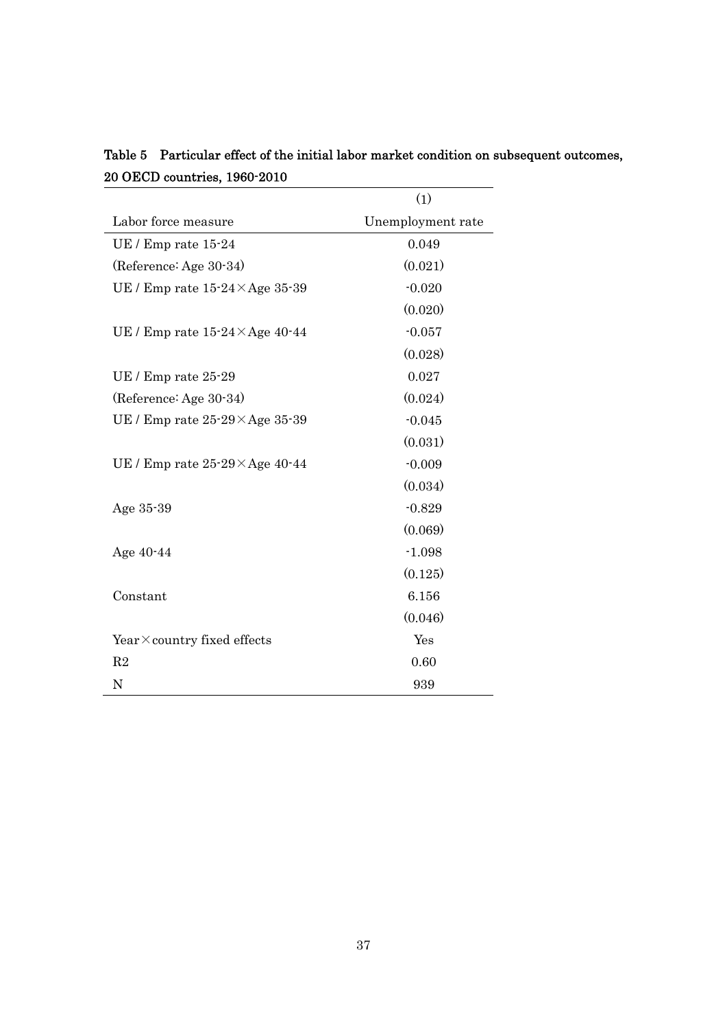**Table 5 Particular effect of the initial labor market condition on subsequent outcomes, 20 OECD countries, 1960-2010**

| | (1) |
|---|---|
| Labor force measure | Unemployment rate |
| UE / Emp rate 15-24 | 0.049 |
| (Reference: Age 30-34) | (0.021) |
| UE / Emp rate 15-24×Age 35-39 | -0.020 |
| | (0.020) |
| UE / Emp rate 15-24×Age 40-44 | -0.057 |
| | (0.028) |
| UE / Emp rate 25-29 | 0.027 |
| (Reference: Age 30-34) | (0.024) |
| UE / Emp rate 25-29×Age 35-39 | -0.045 |
| | (0.031) |
| UE / Emp rate 25-29×Age 40-44 | -0.009 |
| | (0.034) |
| Age 35-39 | -0.829 |
| | (0.069) |
| Age 40-44 | -1.098 |
| | (0.125) |
| Constant | 6.156 |
| | (0.046) |
| Year×country fixed effects | Yes |
| R2 | 0.60 |
| N | 939 |